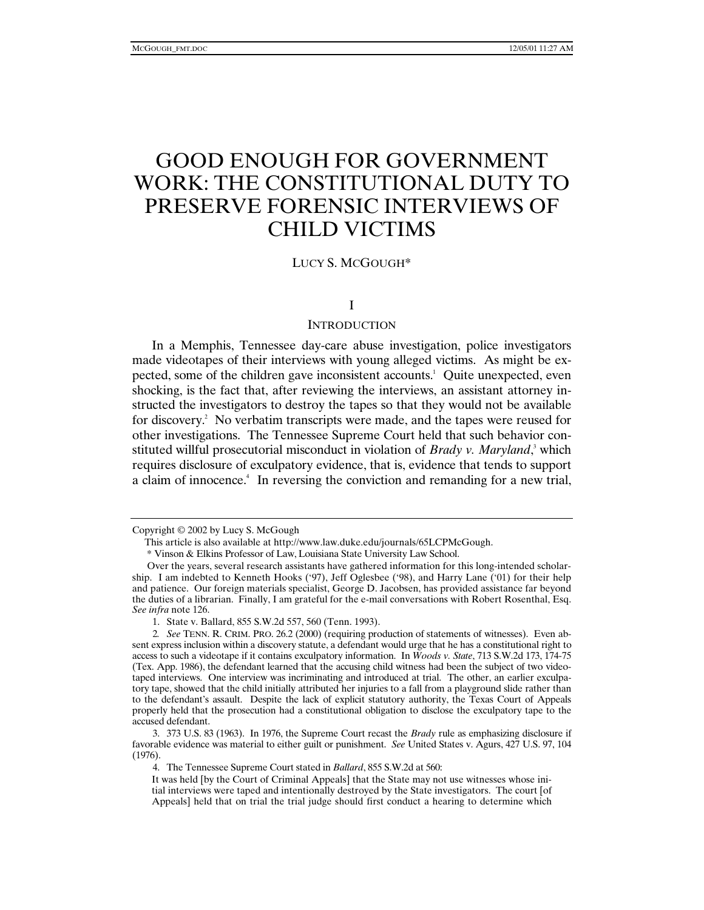# GOOD ENOUGH FOR GOVERNMENT WORK: THE CONSTITUTIONAL DUTY TO PRESERVE FORENSIC INTERVIEWS OF CHILD VICTIMS

LUCY S. MCGOUGH*

## I

## INTRODUCTION

In a Memphis, Tennessee day-care abuse investigation, police investigators made videotapes of their interviews with young alleged victims. As might be expected, some of the children gave inconsistent accounts.[1] Quite unexpected, even shocking, is the fact that, after reviewing the interviews, an assistant attorney instructed the investigators to destroy the tapes so that they would not be available for discovery.[2] No verbatim transcripts were made, and the tapes were reused for other investigations. The Tennessee Supreme Court held that such behavior constituted willful prosecutorial misconduct in violation of *Brady v. Maryland*,[3] which requires disclosure of exculpatory evidence, that is, evidence that tends to support a claim of innocence.[4] In reversing the conviction and remanding for a new trial,

---

Copyright © 2002 by Lucy S. McGough

This article is also available at http://www.law.duke.edu/journals/65LCPMcGough.

\* Vinson & Elkins Professor of Law, Louisiana State University Law School.

Over the years, several research assistants have gathered information for this long-intended scholarship. I am indebted to Kenneth Hooks ('97), Jeff Oglesbee ('98), and Harry Lane ('01) for their help and patience. Our foreign materials specialist, George D. Jacobsen, has provided assistance far beyond the duties of a librarian. Finally, I am grateful for the e-mail conversations with Robert Rosenthal, Esq. *See infra* note 126.

1. State v. Ballard, 855 S.W.2d 557, 560 (Tenn. 1993).

2. *See* TENN. R. CRIM. PRO. 26.2 (2000) (requiring production of statements of witnesses). Even absent express inclusion within a discovery statute, a defendant would urge that he has a constitutional right to access to such a videotape if it contains exculpatory information. In *Woods v. State*, 713 S.W.2d 173, 174-75 (Tex. App. 1986), the defendant learned that the accusing child witness had been the subject of two videotaped interviews. One interview was incriminating and introduced at trial. The other, an earlier exculpatory tape, showed that the child initially attributed her injuries to a fall from a playground slide rather than to the defendant's assault. Despite the lack of explicit statutory authority, the Texas Court of Appeals properly held that the prosecution had a constitutional obligation to disclose the exculpatory tape to the accused defendant.

3. 373 U.S. 83 (1963). In 1976, the Supreme Court recast the *Brady* rule as emphasizing disclosure if favorable evidence was material to either guilt or punishment. *See* United States v. Agurs, 427 U.S. 97, 104 (1976).

4. The Tennessee Supreme Court stated in *Ballard*, 855 S.W.2d at 560:

> It was held [by the Court of Criminal Appeals] that the State may not use witnesses whose initial interviews were taped and intentionally destroyed by the State investigators. The court [of Appeals] held that on trial the trial judge should first conduct a hearing to determine which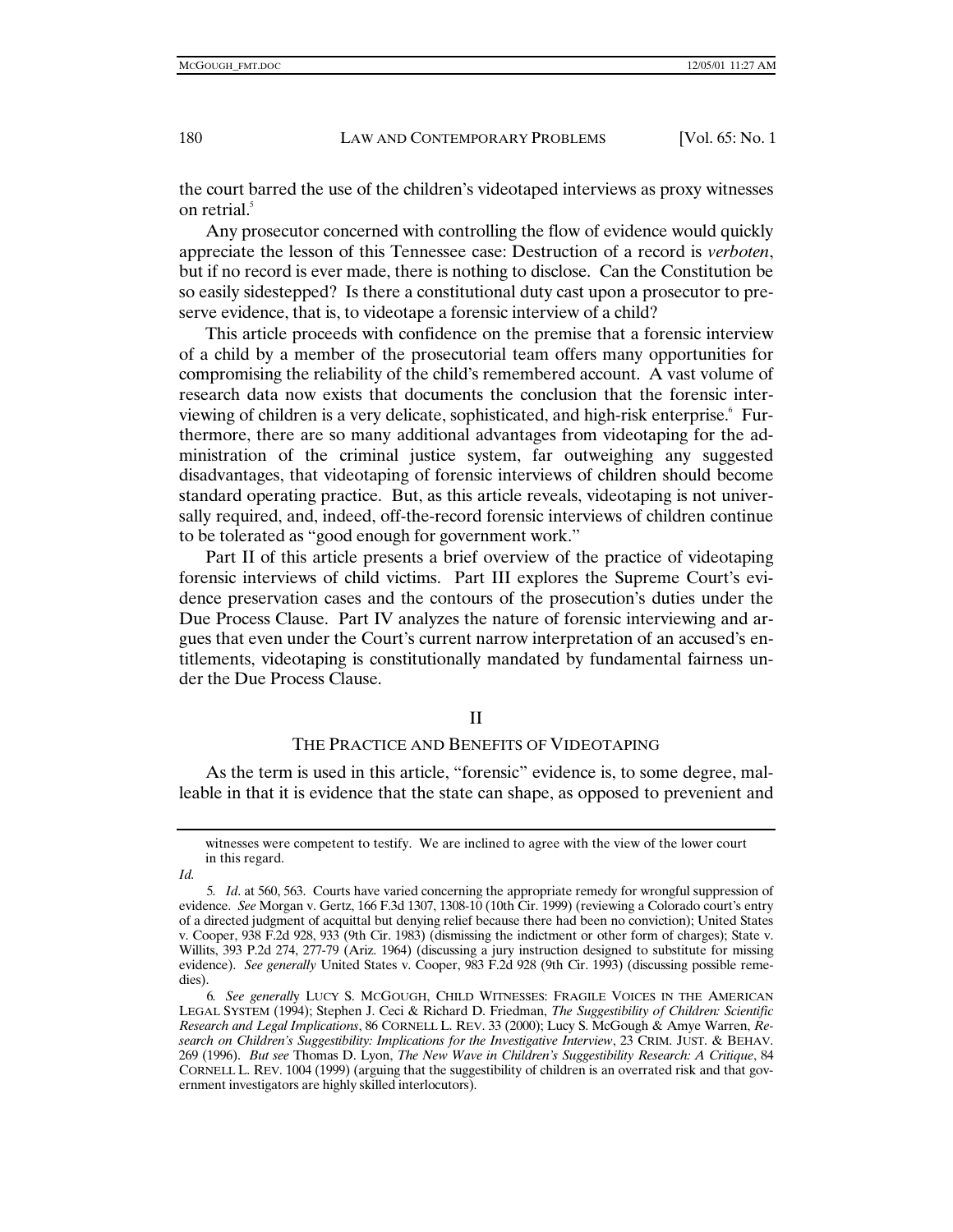the court barred the use of the children's videotaped interviews as proxy witnesses on retrial.[5]

Any prosecutor concerned with controlling the flow of evidence would quickly appreciate the lesson of this Tennessee case: Destruction of a record is *verboten*, but if no record is ever made, there is nothing to disclose. Can the Constitution be so easily sidestepped? Is there a constitutional duty cast upon a prosecutor to preserve evidence, that is, to videotape a forensic interview of a child?

This article proceeds with confidence on the premise that a forensic interview of a child by a member of the prosecutorial team offers many opportunities for compromising the reliability of the child's remembered account. A vast volume of research data now exists that documents the conclusion that the forensic interviewing of children is a very delicate, sophisticated, and high-risk enterprise.[6] Furthermore, there are so many additional advantages from videotaping for the administration of the criminal justice system, far outweighing any suggested disadvantages, that videotaping of forensic interviews of children should become standard operating practice. But, as this article reveals, videotaping is not universally required, and, indeed, off-the-record forensic interviews of children continue to be tolerated as "good enough for government work."

Part II of this article presents a brief overview of the practice of videotaping forensic interviews of child victims. Part III explores the Supreme Court's evidence preservation cases and the contours of the prosecution's duties under the Due Process Clause. Part IV analyzes the nature of forensic interviewing and argues that even under the Court's current narrow interpretation of an accused's entitlements, videotaping is constitutionally mandated by fundamental fairness under the Due Process Clause.

## II

## THE PRACTICE AND BENEFITS OF VIDEOTAPING

As the term is used in this article, "forensic" evidence is, to some degree, malleable in that it is evidence that the state can shape, as opposed to prevenient and

---

witnesses were competent to testify. We are inclined to agree with the view of the lower court in this regard.

*Id.*

5. *Id*. at 560, 563. Courts have varied concerning the appropriate remedy for wrongful suppression of evidence. *See* Morgan v. Gertz, 166 F.3d 1307, 1308-10 (10th Cir. 1999) (reviewing a Colorado court's entry of a directed judgment of acquittal but denying relief because there had been no conviction); United States v. Cooper, 938 F.2d 928, 933 (9th Cir. 1983) (dismissing the indictment or other form of charges); State v. Willits, 393 P.2d 274, 277-79 (Ariz. 1964) (discussing a jury instruction designed to substitute for missing evidence). *See generally* United States v. Cooper, 983 F.2d 928 (9th Cir. 1993) (discussing possible remedies).

6. *See generally* LUCY S. MCGOUGH, CHILD WITNESSES: FRAGILE VOICES IN THE AMERICAN LEGAL SYSTEM (1994); Stephen J. Ceci & Richard D. Friedman, *The Suggestibility of Children: Scientific Research and Legal Implications*, 86 CORNELL L. REV. 33 (2000); Lucy S. McGough & Amye Warren, *Research on Children's Suggestibility: Implications for the Investigative Interview*, 23 CRIM. JUST. & BEHAV. 269 (1996). *But see* Thomas D. Lyon, *The New Wave in Children's Suggestibility Research: A Critique*, 84 CORNELL L. REV. 1004 (1999) (arguing that the suggestibility of children is an overrated risk and that government investigators are highly skilled interlocutors).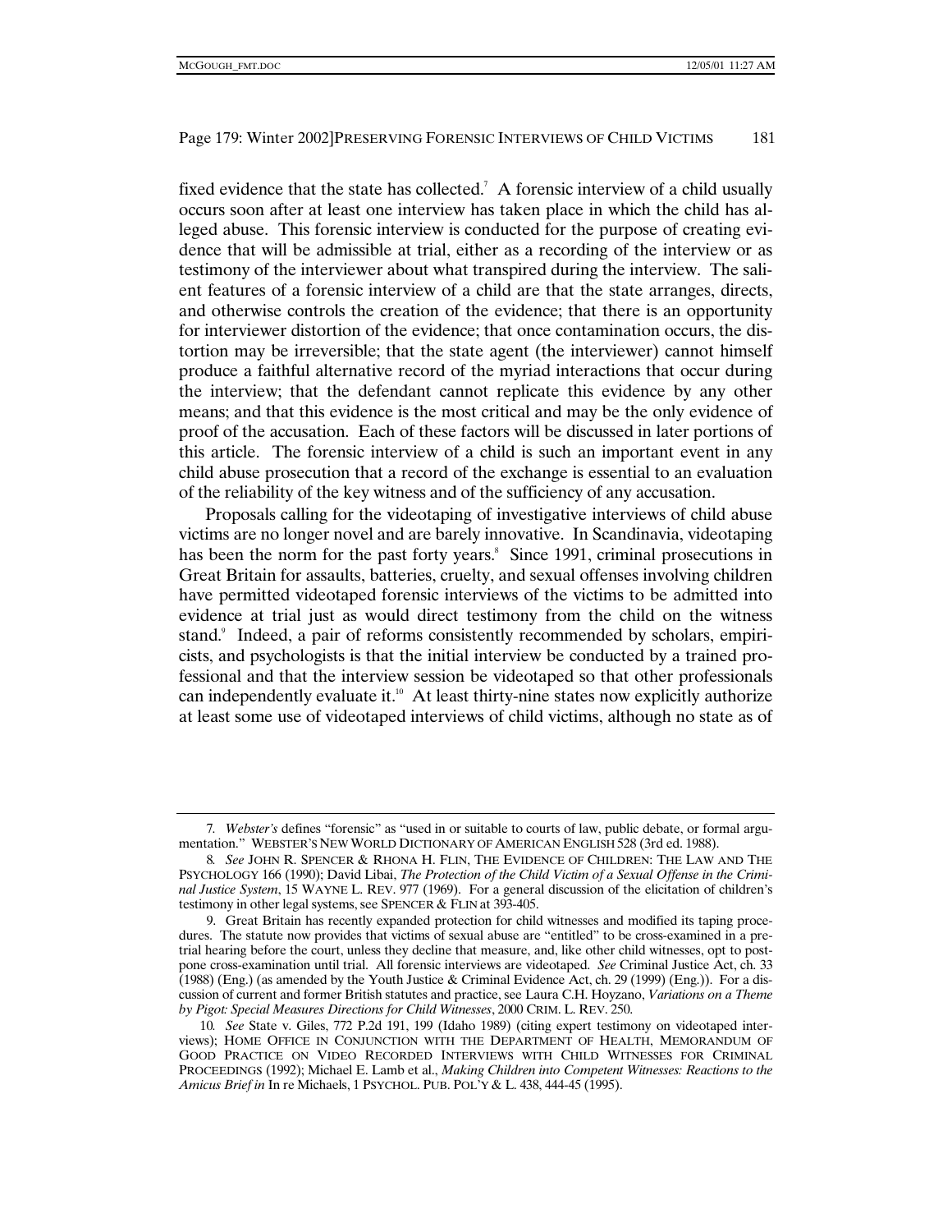fixed evidence that the state has collected.[7] A forensic interview of a child usually occurs soon after at least one interview has taken place in which the child has alleged abuse. This forensic interview is conducted for the purpose of creating evidence that will be admissible at trial, either as a recording of the interview or as testimony of the interviewer about what transpired during the interview. The salient features of a forensic interview of a child are that the state arranges, directs, and otherwise controls the creation of the evidence; that there is an opportunity for interviewer distortion of the evidence; that once contamination occurs, the distortion may be irreversible; that the state agent (the interviewer) cannot himself produce a faithful alternative record of the myriad interactions that occur during the interview; that the defendant cannot replicate this evidence by any other means; and that this evidence is the most critical and may be the only evidence of proof of the accusation. Each of these factors will be discussed in later portions of this article. The forensic interview of a child is such an important event in any child abuse prosecution that a record of the exchange is essential to an evaluation of the reliability of the key witness and of the sufficiency of any accusation.

Proposals calling for the videotaping of investigative interviews of child abuse victims are no longer novel and are barely innovative. In Scandinavia, videotaping has been the norm for the past forty years.[8] Since 1991, criminal prosecutions in Great Britain for assaults, batteries, cruelty, and sexual offenses involving children have permitted videotaped forensic interviews of the victims to be admitted into evidence at trial just as would direct testimony from the child on the witness stand.[9] Indeed, a pair of reforms consistently recommended by scholars, empiricists, and psychologists is that the initial interview be conducted by a trained professional and that the interview session be videotaped so that other professionals can independently evaluate it.[10] At least thirty-nine states now explicitly authorize at least some use of videotaped interviews of child victims, although no state as of

---

7. *Webster's* defines "forensic" as "used in or suitable to courts of law, public debate, or formal argumentation." WEBSTER'S NEW WORLD DICTIONARY OF AMERICAN ENGLISH 528 (3rd ed. 1988).

8. *See* JOHN R. SPENCER & RHONA H. FLIN, THE EVIDENCE OF CHILDREN: THE LAW AND THE PSYCHOLOGY 166 (1990); David Libai, *The Protection of the Child Victim of a Sexual Offense in the Criminal Justice System*, 15 WAYNE L. REV. 977 (1969). For a general discussion of the elicitation of children's testimony in other legal systems, see SPENCER & FLIN at 393-405.

9. Great Britain has recently expanded protection for child witnesses and modified its taping procedures. The statute now provides that victims of sexual abuse are "entitled" to be cross-examined in a pretrial hearing before the court, unless they decline that measure, and, like other child witnesses, opt to postpone cross-examination until trial. All forensic interviews are videotaped. *See* Criminal Justice Act, ch. 33 (1988) (Eng.) (as amended by the Youth Justice & Criminal Evidence Act, ch. 29 (1999) (Eng.)). For a discussion of current and former British statutes and practice, see Laura C.H. Hoyzano, *Variations on a Theme by Pigot: Special Measures Directions for Child Witnesses*, 2000 CRIM. L. REV. 250.

10. *See* State v. Giles, 772 P.2d 191, 199 (Idaho 1989) (citing expert testimony on videotaped interviews); HOME OFFICE IN CONJUNCTION WITH THE DEPARTMENT OF HEALTH, MEMORANDUM OF GOOD PRACTICE ON VIDEO RECORDED INTERVIEWS WITH CHILD WITNESSES FOR CRIMINAL PROCEEDINGS (1992); Michael E. Lamb et al., *Making Children into Competent Witnesses: Reactions to the Amicus Brief in* In re Michaels, 1 PSYCHOL. PUB. POL'Y & L. 438, 444-45 (1995).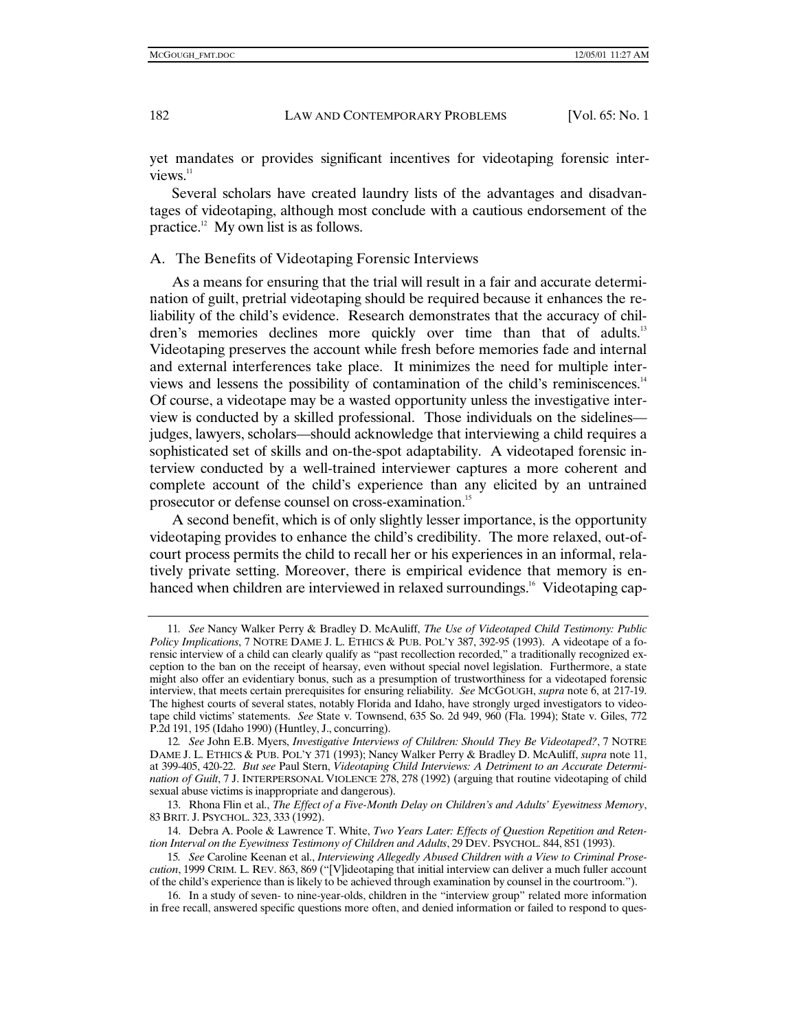yet mandates or provides significant incentives for videotaping forensic interviews.[11]

Several scholars have created laundry lists of the advantages and disadvantages of videotaping, although most conclude with a cautious endorsement of the practice.[12] My own list is as follows.

## A. The Benefits of Videotaping Forensic Interviews

As a means for ensuring that the trial will result in a fair and accurate determination of guilt, pretrial videotaping should be required because it enhances the reliability of the child's evidence. Research demonstrates that the accuracy of children's memories declines more quickly over time than that of adults.[13] Videotaping preserves the account while fresh before memories fade and internal and external interferences take place. It minimizes the need for multiple interviews and lessens the possibility of contamination of the child's reminiscences.[14] Of course, a videotape may be a wasted opportunity unless the investigative interview is conducted by a skilled professional. Those individuals on the sidelines—judges, lawyers, scholars—should acknowledge that interviewing a child requires a sophisticated set of skills and on-the-spot adaptability. A videotaped forensic interview conducted by a well-trained interviewer captures a more coherent and complete account of the child's experience than any elicited by an untrained prosecutor or defense counsel on cross-examination.[15]

A second benefit, which is of only slightly lesser importance, is the opportunity videotaping provides to enhance the child's credibility. The more relaxed, out-of-court process permits the child to recall her or his experiences in an informal, relatively private setting. Moreover, there is empirical evidence that memory is enhanced when children are interviewed in relaxed surroundings.[16] Videotaping cap-

---

11. *See* Nancy Walker Perry & Bradley D. McAuliff, *The Use of Videotaped Child Testimony: Public Policy Implications*, 7 NOTRE DAME J. L. ETHICS & PUB. POL'Y 387, 392-95 (1993). A videotape of a forensic interview of a child can clearly qualify as "past recollection recorded," a traditionally recognized exception to the ban on the receipt of hearsay, even without special novel legislation. Furthermore, a state might also offer an evidentiary bonus, such as a presumption of trustworthiness for a videotaped forensic interview, that meets certain prerequisites for ensuring reliability. *See* MCGOUGH, *supra* note 6, at 217-19. The highest courts of several states, notably Florida and Idaho, have strongly urged investigators to videotape child victims' statements. *See* State v. Townsend, 635 So. 2d 949, 960 (Fla. 1994); State v. Giles, 772 P.2d 191, 195 (Idaho 1990) (Huntley, J., concurring).

12. *See* John E.B. Myers, *Investigative Interviews of Children: Should They Be Videotaped?*, 7 NOTRE DAME J. L. ETHICS & PUB. POL'Y 371 (1993); Nancy Walker Perry & Bradley D. McAuliff, *supra* note 11, at 399-405, 420-22. *But see* Paul Stern, *Videotaping Child Interviews: A Detriment to an Accurate Determination of Guilt*, 7 J. INTERPERSONAL VIOLENCE 278, 278 (1992) (arguing that routine videotaping of child sexual abuse victims is inappropriate and dangerous).

13. Rhona Flin et al., *The Effect of a Five-Month Delay on Children's and Adults' Eyewitness Memory*, 83 BRIT. J. PSYCHOL. 323, 333 (1992).

14. Debra A. Poole & Lawrence T. White, *Two Years Later: Effects of Question Repetition and Retention Interval on the Eyewitness Testimony of Children and Adults*, 29 DEV. PSYCHOL. 844, 851 (1993).

15. *See* Caroline Keenan et al., *Interviewing Allegedly Abused Children with a View to Criminal Prosecution*, 1999 CRIM. L. REV. 863, 869 ("[V]ideotaping that initial interview can deliver a much fuller account of the child's experience than is likely to be achieved through examination by counsel in the courtroom.").

16. In a study of seven- to nine-year-olds, children in the "interview group" related more information in free recall, answered specific questions more often, and denied information or failed to respond to ques-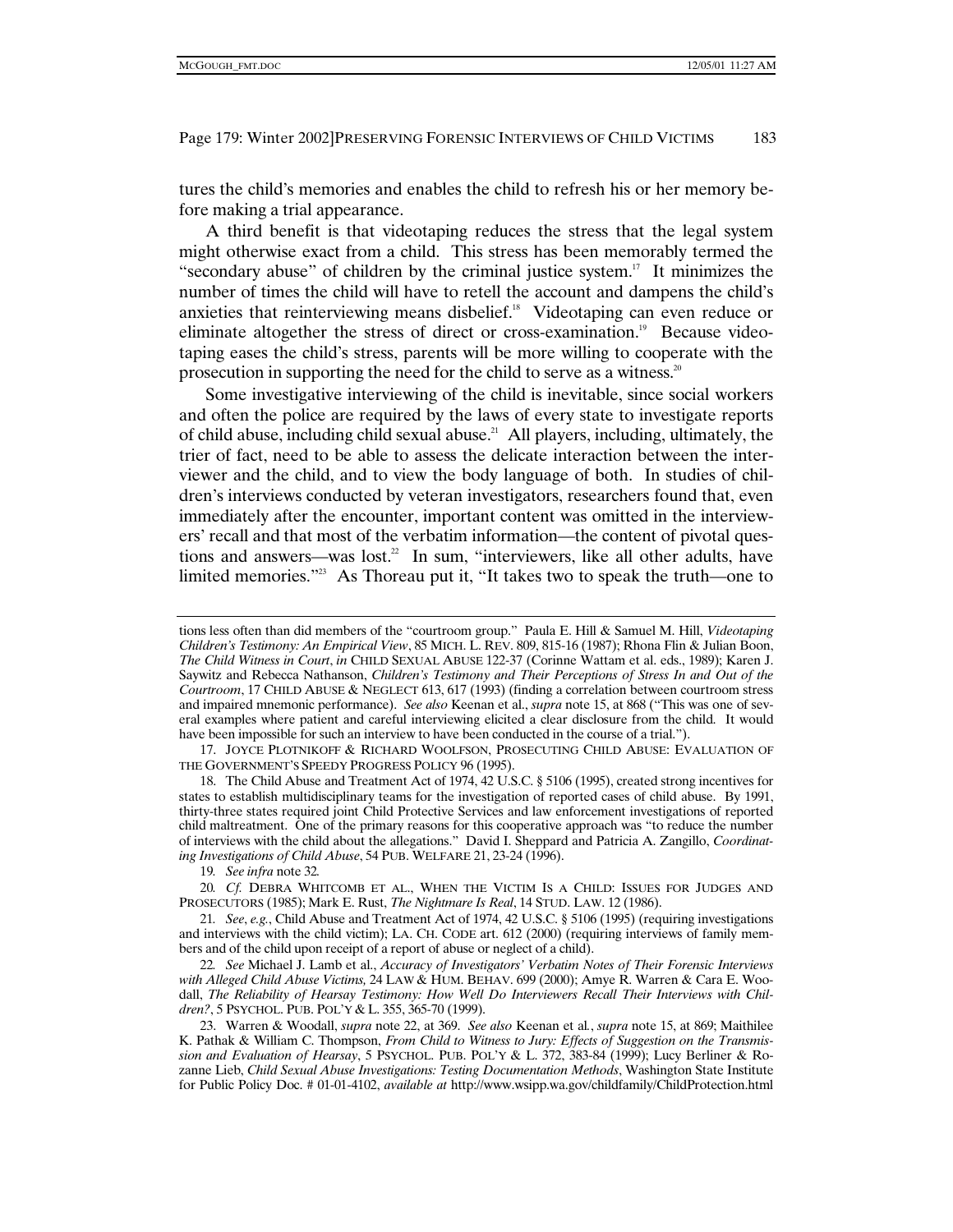tures the child's memories and enables the child to refresh his or her memory before making a trial appearance.

A third benefit is that videotaping reduces the stress that the legal system might otherwise exact from a child. This stress has been memorably termed the "secondary abuse" of children by the criminal justice system.[17] It minimizes the number of times the child will have to retell the account and dampens the child's anxieties that reinterviewing means disbelief.[18] Videotaping can even reduce or eliminate altogether the stress of direct or cross-examination.[19] Because videotaping eases the child's stress, parents will be more willing to cooperate with the prosecution in supporting the need for the child to serve as a witness.[20]

Some investigative interviewing of the child is inevitable, since social workers and often the police are required by the laws of every state to investigate reports of child abuse, including child sexual abuse.[21] All players, including, ultimately, the trier of fact, need to be able to assess the delicate interaction between the interviewer and the child, and to view the body language of both. In studies of children's interviews conducted by veteran investigators, researchers found that, even immediately after the encounter, important content was omitted in the interviewers' recall and that most of the verbatim information—the content of pivotal questions and answers—was lost.[22] In sum, "interviewers, like all other adults, have limited memories."[23] As Thoreau put it, "It takes two to speak the truth—one to

---

tions less often than did members of the "courtroom group." Paula E. Hill & Samuel M. Hill, *Videotaping Children's Testimony: An Empirical View*, 85 MICH. L. REV. 809, 815-16 (1987); Rhona Flin & Julian Boon, *The Child Witness in Court*, *in* CHILD SEXUAL ABUSE 122-37 (Corinne Wattam et al. eds., 1989); Karen J. Saywitz and Rebecca Nathanson, *Children's Testimony and Their Perceptions of Stress In and Out of the Courtroom*, 17 CHILD ABUSE & NEGLECT 613, 617 (1993) (finding a correlation between courtroom stress and impaired mnemonic performance). *See also* Keenan et al., *supra* note 15, at 868 ("This was one of several examples where patient and careful interviewing elicited a clear disclosure from the child. It would have been impossible for such an interview to have been conducted in the course of a trial.").

17. JOYCE PLOTNIKOFF & RICHARD WOOLFSON, PROSECUTING CHILD ABUSE: EVALUATION OF THE GOVERNMENT'S SPEEDY PROGRESS POLICY 96 (1995).

18. The Child Abuse and Treatment Act of 1974, 42 U.S.C. § 5106 (1995), created strong incentives for states to establish multidisciplinary teams for the investigation of reported cases of child abuse. By 1991, thirty-three states required joint Child Protective Services and law enforcement investigations of reported child maltreatment. One of the primary reasons for this cooperative approach was "to reduce the number of interviews with the child about the allegations." David I. Sheppard and Patricia A. Zangillo, *Coordinating Investigations of Child Abuse*, 54 PUB. WELFARE 21, 23-24 (1996).

19. *See infra* note 32.

20. *Cf.* DEBRA WHITCOMB ET AL., WHEN THE VICTIM IS A CHILD: ISSUES FOR JUDGES AND PROSECUTORS (1985); Mark E. Rust, *The Nightmare Is Real*, 14 STUD. LAW. 12 (1986).

21. *See*, *e.g.*, Child Abuse and Treatment Act of 1974, 42 U.S.C. § 5106 (1995) (requiring investigations and interviews with the child victim); LA. CH. CODE art. 612 (2000) (requiring interviews of family members and of the child upon receipt of a report of abuse or neglect of a child).

22. *See* Michael J. Lamb et al., *Accuracy of Investigators' Verbatim Notes of Their Forensic Interviews with Alleged Child Abuse Victims,* 24 LAW & HUM. BEHAV. 699 (2000); Amye R. Warren & Cara E. Woodall, *The Reliability of Hearsay Testimony: How Well Do Interviewers Recall Their Interviews with Children?*, 5 PSYCHOL. PUB. POL'Y & L. 355, 365-70 (1999).

23. Warren & Woodall, *supra* note 22, at 369. *See also* Keenan et al., *supra* note 15, at 869; Maithilee K. Pathak & William C. Thompson, *From Child to Witness to Jury: Effects of Suggestion on the Transmission and Evaluation of Hearsay*, 5 PSYCHOL. PUB. POL'Y & L. 372, 383-84 (1999); Lucy Berliner & Rozanne Lieb, *Child Sexual Abuse Investigations: Testing Documentation Methods*, Washington State Institute for Public Policy Doc. # 01-01-4102, *available at* http://www.wsipp.wa.gov/childfamily/ChildProtection.html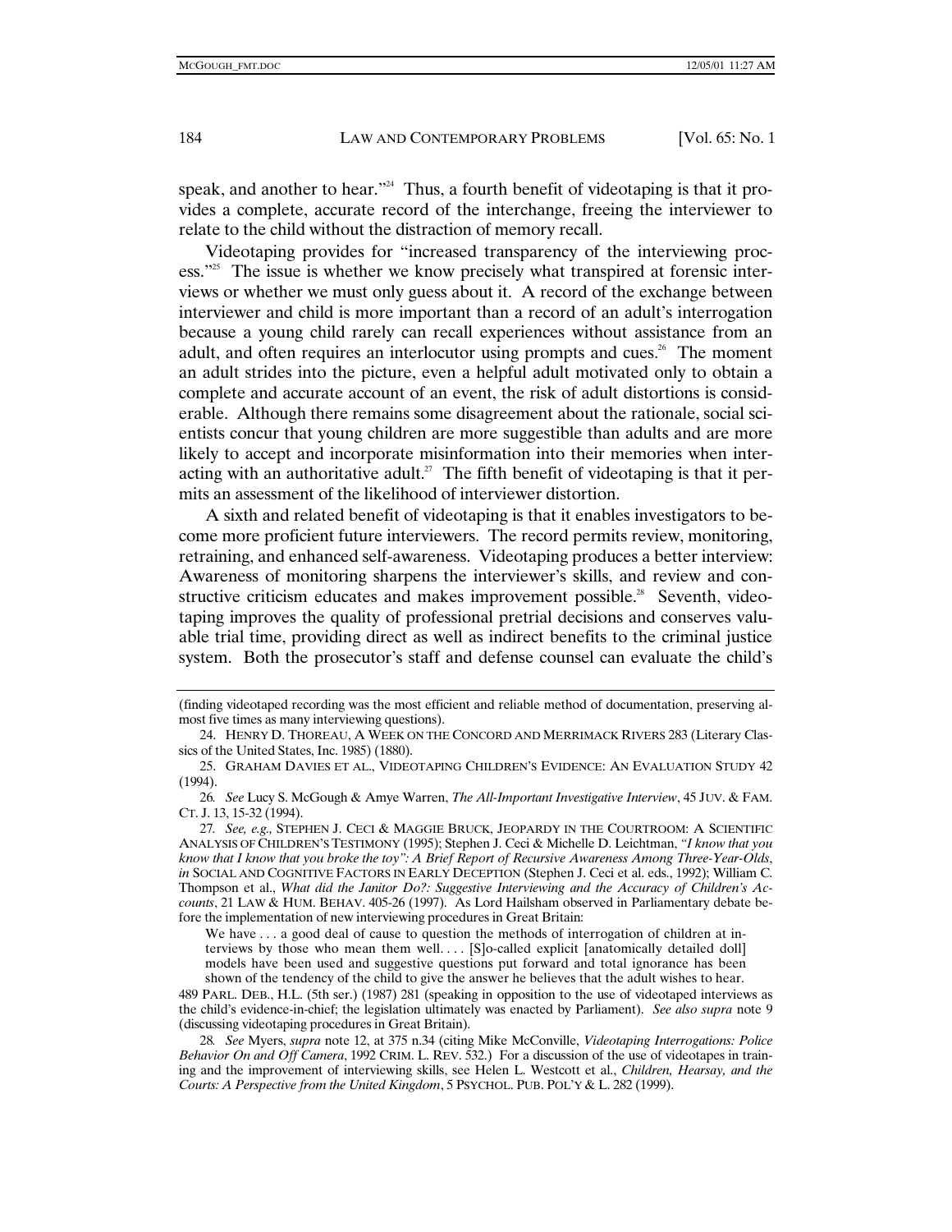speak, and another to hear."[24] Thus, a fourth benefit of videotaping is that it provides a complete, accurate record of the interchange, freeing the interviewer to relate to the child without the distraction of memory recall.

Videotaping provides for "increased transparency of the interviewing process."[25] The issue is whether we know precisely what transpired at forensic interviews or whether we must only guess about it. A record of the exchange between interviewer and child is more important than a record of an adult's interrogation because a young child rarely can recall experiences without assistance from an adult, and often requires an interlocutor using prompts and cues.[26] The moment an adult strides into the picture, even a helpful adult motivated only to obtain a complete and accurate account of an event, the risk of adult distortions is considerable. Although there remains some disagreement about the rationale, social scientists concur that young children are more suggestible than adults and are more likely to accept and incorporate misinformation into their memories when interacting with an authoritative adult.[27] The fifth benefit of videotaping is that it permits an assessment of the likelihood of interviewer distortion.

A sixth and related benefit of videotaping is that it enables investigators to become more proficient future interviewers. The record permits review, monitoring, retraining, and enhanced self-awareness. Videotaping produces a better interview: Awareness of monitoring sharpens the interviewer's skills, and review and constructive criticism educates and makes improvement possible.[28] Seventh, videotaping improves the quality of professional pretrial decisions and conserves valuable trial time, providing direct as well as indirect benefits to the criminal justice system. Both the prosecutor's staff and defense counsel can evaluate the child's

---

(finding videotaped recording was the most efficient and reliable method of documentation, preserving almost five times as many interviewing questions).

24. HENRY D. THOREAU, A WEEK ON THE CONCORD AND MERRIMACK RIVERS 283 (Literary Classics of the United States, Inc. 1985) (1880).

25. GRAHAM DAVIES ET AL., VIDEOTAPING CHILDREN'S EVIDENCE: AN EVALUATION STUDY 42 (1994).

26. *See* Lucy S. McGough & Amye Warren, *The All-Important Investigative Interview*, 45 JUV. & FAM. CT. J. 13, 15-32 (1994).

27. *See, e.g.,* STEPHEN J. CECI & MAGGIE BRUCK, JEOPARDY IN THE COURTROOM: A SCIENTIFIC ANALYSIS OF CHILDREN'S TESTIMONY (1995); Stephen J. Ceci & Michelle D. Leichtman, *"I know that you know that I know that you broke the toy": A Brief Report of Recursive Awareness Among Three-Year-Olds*, *in* SOCIAL AND COGNITIVE FACTORS IN EARLY DECEPTION (Stephen J. Ceci et al. eds., 1992); William C. Thompson et al., *What did the Janitor Do?: Suggestive Interviewing and the Accuracy of Children's Accounts*, 21 LAW & HUM. BEHAV. 405-26 (1997). As Lord Hailsham observed in Parliamentary debate before the implementation of new interviewing procedures in Great Britain:

> We have . . . a good deal of cause to question the methods of interrogation of children at interviews by those who mean them well. . . . [S]o-called explicit [anatomically detailed doll] models have been used and suggestive questions put forward and total ignorance has been shown of the tendency of the child to give the answer he believes that the adult wishes to hear.

489 PARL. DEB., H.L. (5th ser.) (1987) 281 (speaking in opposition to the use of videotaped interviews as the child's evidence-in-chief; the legislation ultimately was enacted by Parliament). *See also supra* note 9 (discussing videotaping procedures in Great Britain).

28. *See* Myers, *supra* note 12, at 375 n.34 (citing Mike McConville, *Videotaping Interrogations: Police Behavior On and Off Camera*, 1992 CRIM. L. REV. 532.) For a discussion of the use of videotapes in training and the improvement of interviewing skills, see Helen L. Westcott et al., *Children, Hearsay, and the Courts: A Perspective from the United Kingdom*, 5 PSYCHOL. PUB. POL'Y & L. 282 (1999).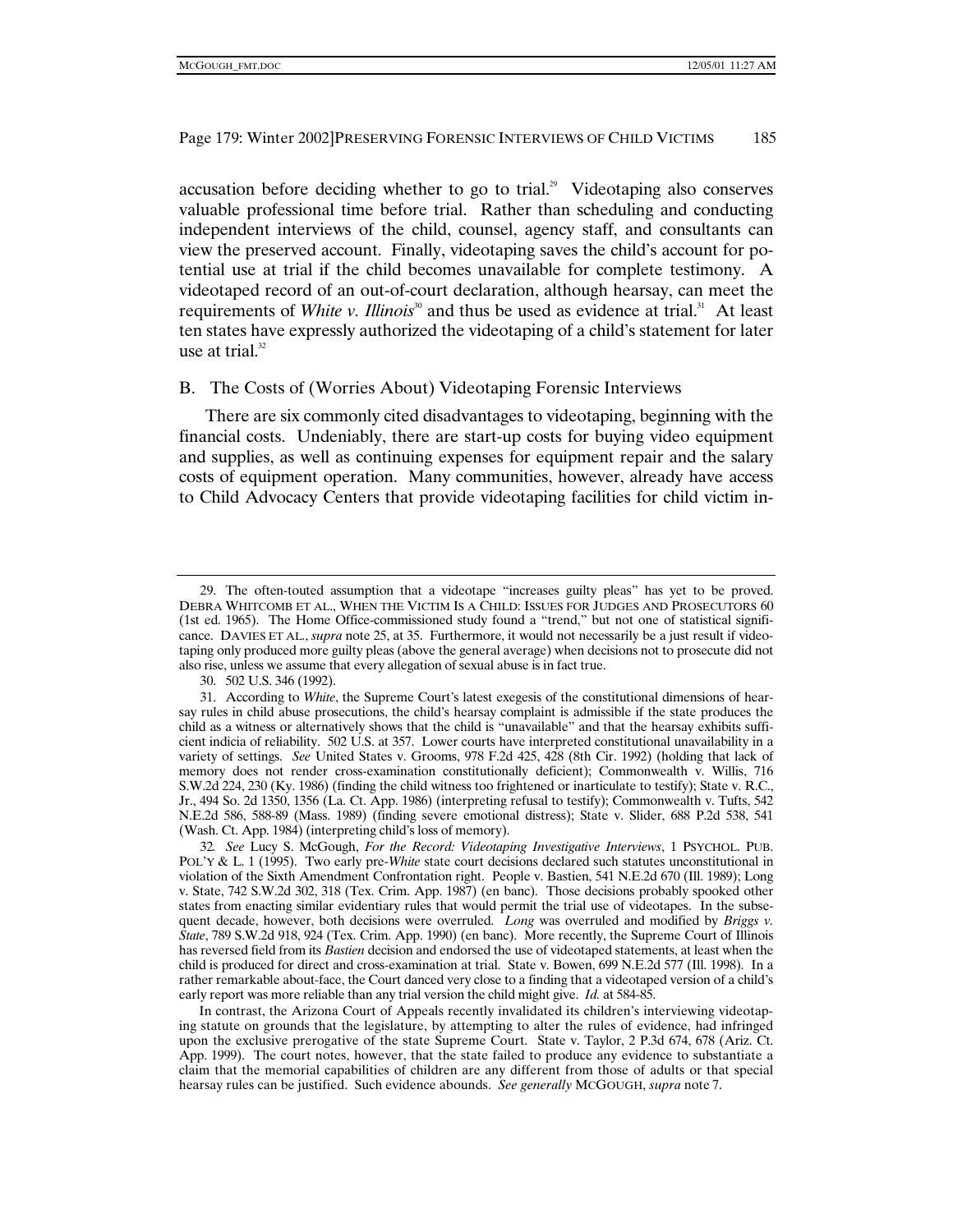accusation before deciding whether to go to trial.[29] Videotaping also conserves valuable professional time before trial. Rather than scheduling and conducting independent interviews of the child, counsel, agency staff, and consultants can view the preserved account. Finally, videotaping saves the child's account for potential use at trial if the child becomes unavailable for complete testimony. A videotaped record of an out-of-court declaration, although hearsay, can meet the requirements of *White v. Illinois*[30] and thus be used as evidence at trial.[31] At least ten states have expressly authorized the videotaping of a child's statement for later use at trial.[32]

## B. The Costs of (Worries About) Videotaping Forensic Interviews

There are six commonly cited disadvantages to videotaping, beginning with the financial costs. Undeniably, there are start-up costs for buying video equipment and supplies, as well as continuing expenses for equipment repair and the salary costs of equipment operation. Many communities, however, already have access to Child Advocacy Centers that provide videotaping facilities for child victim in-

---

29. The often-touted assumption that a videotape "increases guilty pleas" has yet to be proved. DEBRA WHITCOMB ET AL., WHEN THE VICTIM IS A CHILD: ISSUES FOR JUDGES AND PROSECUTORS 60 (1st ed. 1965). The Home Office-commissioned study found a "trend," but not one of statistical significance. DAVIES ET AL., *supra* note 25, at 35. Furthermore, it would not necessarily be a just result if videotaping only produced more guilty pleas (above the general average) when decisions not to prosecute did not also rise, unless we assume that every allegation of sexual abuse is in fact true.

30. 502 U.S. 346 (1992).

31. According to *White*, the Supreme Court's latest exegesis of the constitutional dimensions of hearsay rules in child abuse prosecutions, the child's hearsay complaint is admissible if the state produces the child as a witness or alternatively shows that the child is "unavailable" and that the hearsay exhibits sufficient indicia of reliability. 502 U.S. at 357. Lower courts have interpreted constitutional unavailability in a variety of settings. *See* United States v. Grooms, 978 F.2d 425, 428 (8th Cir. 1992) (holding that lack of memory does not render cross-examination constitutionally deficient); Commonwealth v. Willis, 716 S.W.2d 224, 230 (Ky. 1986) (finding the child witness too frightened or inarticulate to testify); State v. R.C., Jr., 494 So. 2d 1350, 1356 (La. Ct. App. 1986) (interpreting refusal to testify); Commonwealth v. Tufts, 542 N.E.2d 586, 588-89 (Mass. 1989) (finding severe emotional distress); State v. Slider, 688 P.2d 538, 541 (Wash. Ct. App. 1984) (interpreting child's loss of memory).

32. *See* Lucy S. McGough, *For the Record: Videotaping Investigative Interviews*, 1 PSYCHOL. PUB. POL'Y & L. 1 (1995). Two early pre-*White* state court decisions declared such statutes unconstitutional in violation of the Sixth Amendment Confrontation right. People v. Bastien, 541 N.E.2d 670 (Ill. 1989); Long v. State, 742 S.W.2d 302, 318 (Tex. Crim. App. 1987) (en banc). Those decisions probably spooked other states from enacting similar evidentiary rules that would permit the trial use of videotapes. In the subsequent decade, however, both decisions were overruled. *Long* was overruled and modified by *Briggs v. State*, 789 S.W.2d 918, 924 (Tex. Crim. App. 1990) (en banc). More recently, the Supreme Court of Illinois has reversed field from its *Bastien* decision and endorsed the use of videotaped statements, at least when the child is produced for direct and cross-examination at trial. State v. Bowen, 699 N.E.2d 577 (Ill. 1998). In a rather remarkable about-face, the Court danced very close to a finding that a videotaped version of a child's early report was more reliable than any trial version the child might give. *Id.* at 584-85.

In contrast, the Arizona Court of Appeals recently invalidated its children's interviewing videotaping statute on grounds that the legislature, by attempting to alter the rules of evidence, had infringed upon the exclusive prerogative of the state Supreme Court. State v. Taylor, 2 P.3d 674, 678 (Ariz. Ct. App. 1999). The court notes, however, that the state failed to produce any evidence to substantiate a claim that the memorial capabilities of children are any different from those of adults or that special hearsay rules can be justified. Such evidence abounds. *See generally* MCGOUGH, *supra* note 7.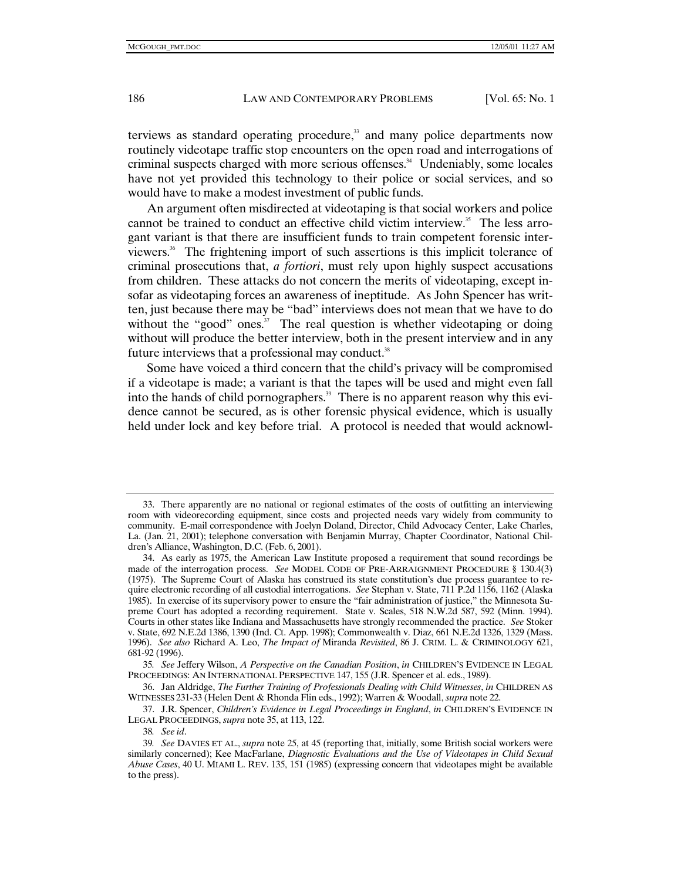terviews as standard operating procedure,[33] and many police departments now routinely videotape traffic stop encounters on the open road and interrogations of criminal suspects charged with more serious offenses.[34] Undeniably, some locales have not yet provided this technology to their police or social services, and so would have to make a modest investment of public funds.

An argument often misdirected at videotaping is that social workers and police cannot be trained to conduct an effective child victim interview.[35] The less arrogant variant is that there are insufficient funds to train competent forensic interviewers.[36] The frightening import of such assertions is this implicit tolerance of criminal prosecutions that, *a fortiori*, must rely upon highly suspect accusations from children. These attacks do not concern the merits of videotaping, except insofar as videotaping forces an awareness of ineptitude. As John Spencer has written, just because there may be "bad" interviews does not mean that we have to do without the "good" ones.[37] The real question is whether videotaping or doing without will produce the better interview, both in the present interview and in any future interviews that a professional may conduct.[38]

Some have voiced a third concern that the child's privacy will be compromised if a videotape is made; a variant is that the tapes will be used and might even fall into the hands of child pornographers.[39] There is no apparent reason why this evidence cannot be secured, as is other forensic physical evidence, which is usually held under lock and key before trial. A protocol is needed that would acknowl-

---

33. There apparently are no national or regional estimates of the costs of outfitting an interviewing room with videorecording equipment, since costs and projected needs vary widely from community to community. E-mail correspondence with Joelyn Doland, Director, Child Advocacy Center, Lake Charles, La. (Jan. 21, 2001); telephone conversation with Benjamin Murray, Chapter Coordinator, National Children's Alliance, Washington, D.C. (Feb. 6, 2001).

34. As early as 1975, the American Law Institute proposed a requirement that sound recordings be made of the interrogation process. *See* MODEL CODE OF PRE-ARRAIGNMENT PROCEDURE § 130.4(3) (1975). The Supreme Court of Alaska has construed its state constitution's due process guarantee to require electronic recording of all custodial interrogations. *See* Stephan v. State, 711 P.2d 1156, 1162 (Alaska 1985). In exercise of its supervisory power to ensure the "fair administration of justice," the Minnesota Supreme Court has adopted a recording requirement. State v. Scales, 518 N.W.2d 587, 592 (Minn. 1994). Courts in other states like Indiana and Massachusetts have strongly recommended the practice. *See* Stoker v. State, 692 N.E.2d 1386, 1390 (Ind. Ct. App. 1998); Commonwealth v. Diaz, 661 N.E.2d 1326, 1329 (Mass. 1996). *See also* Richard A. Leo, *The Impact of* Miranda *Revisited*, 86 J. CRIM. L. & CRIMINOLOGY 621, 681-92 (1996).

35. *See* Jeffery Wilson, *A Perspective on the Canadian Position*, *in* CHILDREN'S EVIDENCE IN LEGAL PROCEEDINGS: AN INTERNATIONAL PERSPECTIVE 147, 155 (J.R. Spencer et al. eds., 1989).

36. Jan Aldridge, *The Further Training of Professionals Dealing with Child Witnesses*, *in* CHILDREN AS WITNESSES 231-33 (Helen Dent & Rhonda Flin eds., 1992); Warren & Woodall, *supra* note 22.

37. J.R. Spencer, *Children's Evidence in Legal Proceedings in England*, *in* CHILDREN'S EVIDENCE IN LEGAL PROCEEDINGS, *supra* note 35, at 113, 122.

38. *See id*.

39. *See* DAVIES ET AL., *supra* note 25, at 45 (reporting that, initially, some British social workers were similarly concerned); Kee MacFarlane, *Diagnostic Evaluations and the Use of Videotapes in Child Sexual Abuse Cases*, 40 U. MIAMI L. REV. 135, 151 (1985) (expressing concern that videotapes might be available to the press).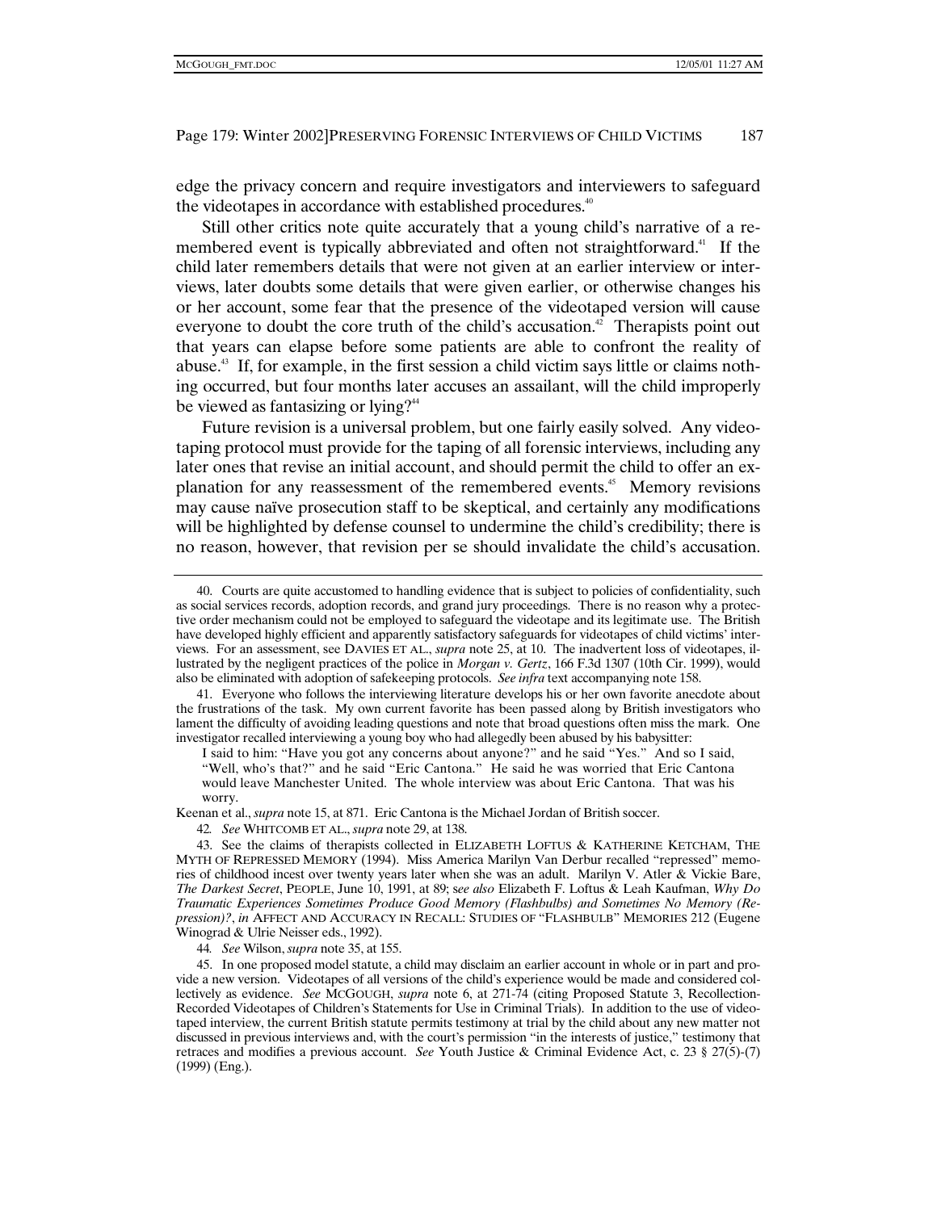edge the privacy concern and require investigators and interviewers to safeguard the videotapes in accordance with established procedures.[40]

Still other critics note quite accurately that a young child's narrative of a remembered event is typically abbreviated and often not straightforward.[41] If the child later remembers details that were not given at an earlier interview or interviews, later doubts some details that were given earlier, or otherwise changes his or her account, some fear that the presence of the videotaped version will cause everyone to doubt the core truth of the child's accusation.[42] Therapists point out that years can elapse before some patients are able to confront the reality of abuse.[43] If, for example, in the first session a child victim says little or claims nothing occurred, but four months later accuses an assailant, will the child improperly be viewed as fantasizing or lying?[44]

Future revision is a universal problem, but one fairly easily solved. Any videotaping protocol must provide for the taping of all forensic interviews, including any later ones that revise an initial account, and should permit the child to offer an explanation for any reassessment of the remembered events.[45] Memory revisions may cause naïve prosecution staff to be skeptical, and certainly any modifications will be highlighted by defense counsel to undermine the child's credibility; there is no reason, however, that revision per se should invalidate the child's accusation.

---

40. Courts are quite accustomed to handling evidence that is subject to policies of confidentiality, such as social services records, adoption records, and grand jury proceedings. There is no reason why a protective order mechanism could not be employed to safeguard the videotape and its legitimate use. The British have developed highly efficient and apparently satisfactory safeguards for videotapes of child victims' interviews. For an assessment, see DAVIES ET AL., *supra* note 25, at 10. The inadvertent loss of videotapes, illustrated by the negligent practices of the police in *Morgan v. Gertz*, 166 F.3d 1307 (10th Cir. 1999), would also be eliminated with adoption of safekeeping protocols. *See infra* text accompanying note 158.

41. Everyone who follows the interviewing literature develops his or her own favorite anecdote about the frustrations of the task. My own current favorite has been passed along by British investigators who lament the difficulty of avoiding leading questions and note that broad questions often miss the mark. One investigator recalled interviewing a young boy who had allegedly been abused by his babysitter:

> I said to him: "Have you got any concerns about anyone?" and he said "Yes." And so I said, "Well, who's that?" and he said "Eric Cantona." He said he was worried that Eric Cantona would leave Manchester United. The whole interview was about Eric Cantona. That was his worry.

Keenan et al., *supra* note 15, at 871. Eric Cantona is the Michael Jordan of British soccer.

42. *See* WHITCOMB ET AL., *supra* note 29, at 138.

43. See the claims of therapists collected in ELIZABETH LOFTUS & KATHERINE KETCHAM, THE MYTH OF REPRESSED MEMORY (1994). Miss America Marilyn Van Derbur recalled "repressed" memories of childhood incest over twenty years later when she was an adult. Marilyn V. Atler & Vickie Bare, *The Darkest Secret*, PEOPLE, June 10, 1991, at 89; s*ee also* Elizabeth F. Loftus & Leah Kaufman, *Why Do Traumatic Experiences Sometimes Produce Good Memory (Flashbulbs) and Sometimes No Memory (Repression)?*, *in* AFFECT AND ACCURACY IN RECALL: STUDIES OF "FLASHBULB" MEMORIES 212 (Eugene Winograd & Ulrie Neisser eds., 1992).

44. *See* Wilson, *supra* note 35, at 155.

45. In one proposed model statute, a child may disclaim an earlier account in whole or in part and provide a new version. Videotapes of all versions of the child's experience would be made and considered collectively as evidence. *See* MCGOUGH, *supra* note 6, at 271-74 (citing Proposed Statute 3, Recollection-Recorded Videotapes of Children's Statements for Use in Criminal Trials). In addition to the use of videotaped interview, the current British statute permits testimony at trial by the child about any new matter not discussed in previous interviews and, with the court's permission "in the interests of justice," testimony that retraces and modifies a previous account. *See* Youth Justice & Criminal Evidence Act, c. 23 § 27(5)-(7) (1999) (Eng.).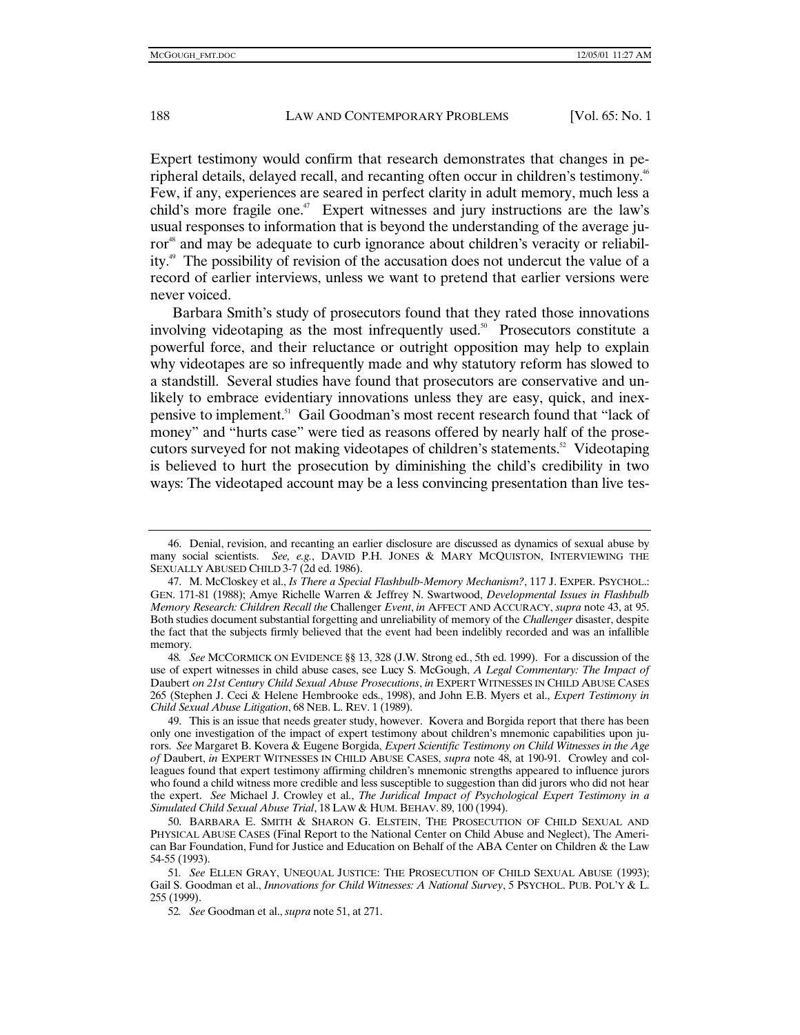Expert testimony would confirm that research demonstrates that changes in peripheral details, delayed recall, and recanting often occur in children's testimony.[46] Few, if any, experiences are seared in perfect clarity in adult memory, much less a child's more fragile one.[47] Expert witnesses and jury instructions are the law's usual responses to information that is beyond the understanding of the average juror[48] and may be adequate to curb ignorance about children's veracity or reliability.[49] The possibility of revision of the accusation does not undercut the value of a record of earlier interviews, unless we want to pretend that earlier versions were never voiced.

Barbara Smith's study of prosecutors found that they rated those innovations involving videotaping as the most infrequently used.[50] Prosecutors constitute a powerful force, and their reluctance or outright opposition may help to explain why videotapes are so infrequently made and why statutory reform has slowed to a standstill. Several studies have found that prosecutors are conservative and unlikely to embrace evidentiary innovations unless they are easy, quick, and inexpensive to implement.[51] Gail Goodman's most recent research found that "lack of money" and "hurts case" were tied as reasons offered by nearly half of the prosecutors surveyed for not making videotapes of children's statements.[52] Videotaping is believed to hurt the prosecution by diminishing the child's credibility in two ways: The videotaped account may be a less convincing presentation than live tes-

---

46. Denial, revision, and recanting an earlier disclosure are discussed as dynamics of sexual abuse by many social scientists. *See, e.g.*, DAVID P.H. JONES & MARY MCQUISTON, INTERVIEWING THE SEXUALLY ABUSED CHILD 3-7 (2d ed. 1986).

47. M. McCloskey et al., *Is There a Special Flashbulb-Memory Mechanism?*, 117 J. EXPER. PSYCHOL.: GEN. 171-81 (1988); Amye Richelle Warren & Jeffrey N. Swartwood, *Developmental Issues in Flashbulb Memory Research: Children Recall the* Challenger *Event*, *in* AFFECT AND ACCURACY, *supra* note 43, at 95. Both studies document substantial forgetting and unreliability of memory of the *Challenger* disaster, despite the fact that the subjects firmly believed that the event had been indelibly recorded and was an infallible memory.

48. *See* MCCORMICK ON EVIDENCE §§ 13, 328 (J.W. Strong ed., 5th ed. 1999). For a discussion of the use of expert witnesses in child abuse cases, see Lucy S. McGough, *A Legal Commentary: The Impact of* Daubert *on 21st Century Child Sexual Abuse Prosecutions*, *in* EXPERT WITNESSES IN CHILD ABUSE CASES 265 (Stephen J. Ceci & Helene Hembrooke eds., 1998), and John E.B. Myers et al., *Expert Testimony in Child Sexual Abuse Litigation*, 68 NEB. L. REV. 1 (1989).

49. This is an issue that needs greater study, however. Kovera and Borgida report that there has been only one investigation of the impact of expert testimony about children's mnemonic capabilities upon jurors. *See* Margaret B. Kovera & Eugene Borgida, *Expert Scientific Testimony on Child Witnesses in the Age of* Daubert, *in* EXPERT WITNESSES IN CHILD ABUSE CASES, *supra* note 48, at 190-91. Crowley and colleagues found that expert testimony affirming children's mnemonic strengths appeared to influence jurors who found a child witness more credible and less susceptible to suggestion than did jurors who did not hear the expert. *See* Michael J. Crowley et al., *The Juridical Impact of Psychological Expert Testimony in a Simulated Child Sexual Abuse Trial*, 18 LAW & HUM. BEHAV. 89, 100 (1994).

50. BARBARA E. SMITH & SHARON G. ELSTEIN, THE PROSECUTION OF CHILD SEXUAL AND PHYSICAL ABUSE CASES (Final Report to the National Center on Child Abuse and Neglect), The American Bar Foundation, Fund for Justice and Education on Behalf of the ABA Center on Children & the Law 54-55 (1993).

51. *See* ELLEN GRAY, UNEQUAL JUSTICE: THE PROSECUTION OF CHILD SEXUAL ABUSE (1993); Gail S. Goodman et al., *Innovations for Child Witnesses: A National Survey*, 5 PSYCHOL. PUB. POL'Y & L. 255 (1999).

52. *See* Goodman et al., *supra* note 51, at 271.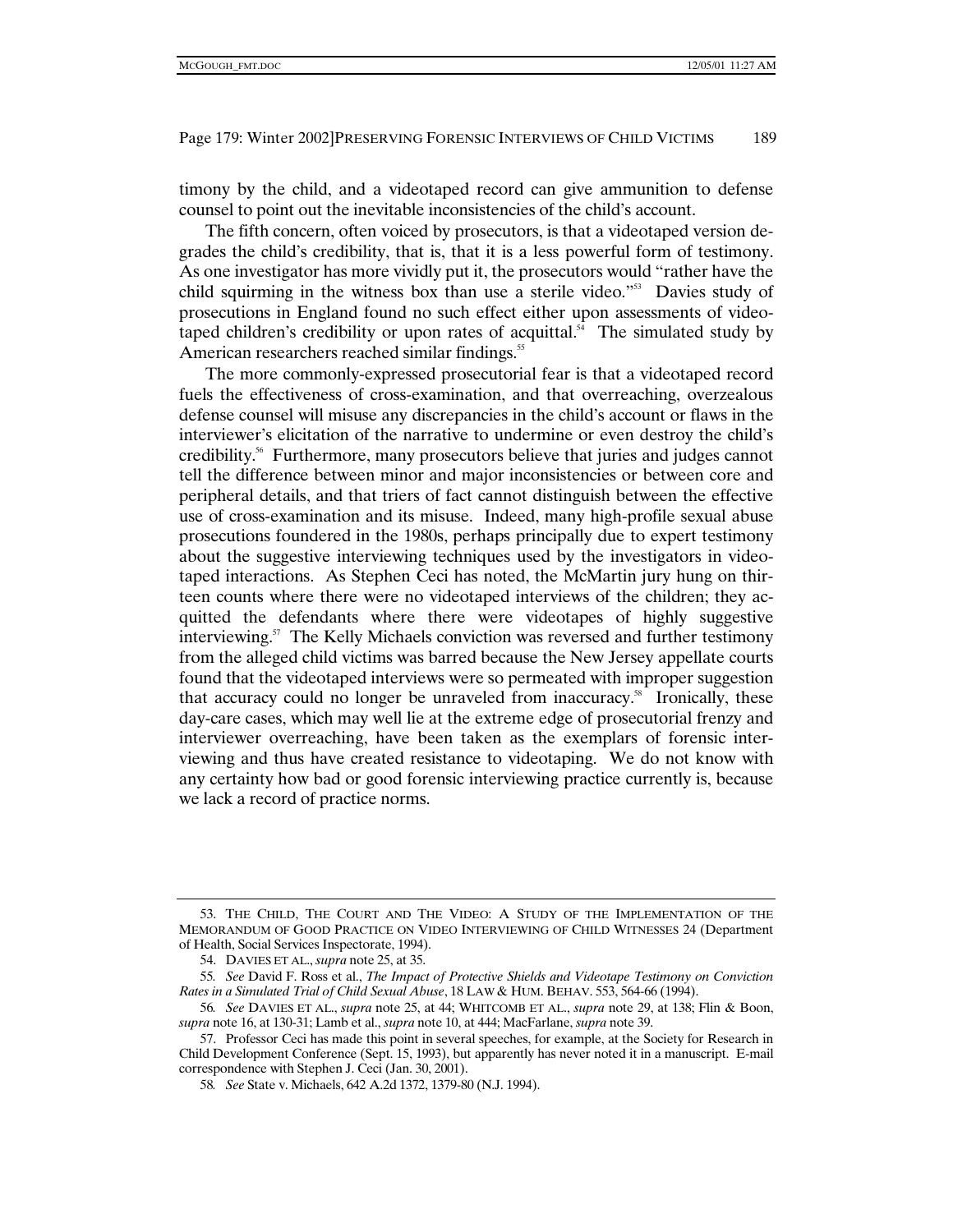timony by the child, and a videotaped record can give ammunition to defense counsel to point out the inevitable inconsistencies of the child's account.

The fifth concern, often voiced by prosecutors, is that a videotaped version degrades the child's credibility, that is, that it is a less powerful form of testimony. As one investigator has more vividly put it, the prosecutors would "rather have the child squirming in the witness box than use a sterile video."[53] Davies study of prosecutions in England found no such effect either upon assessments of videotaped children's credibility or upon rates of acquittal.[54] The simulated study by American researchers reached similar findings.[55]

The more commonly-expressed prosecutorial fear is that a videotaped record fuels the effectiveness of cross-examination, and that overreaching, overzealous defense counsel will misuse any discrepancies in the child's account or flaws in the interviewer's elicitation of the narrative to undermine or even destroy the child's credibility.[56] Furthermore, many prosecutors believe that juries and judges cannot tell the difference between minor and major inconsistencies or between core and peripheral details, and that triers of fact cannot distinguish between the effective use of cross-examination and its misuse. Indeed, many high-profile sexual abuse prosecutions foundered in the 1980s, perhaps principally due to expert testimony about the suggestive interviewing techniques used by the investigators in videotaped interactions. As Stephen Ceci has noted, the McMartin jury hung on thirteen counts where there were no videotaped interviews of the children; they acquitted the defendants where there were videotapes of highly suggestive interviewing.[57] The Kelly Michaels conviction was reversed and further testimony from the alleged child victims was barred because the New Jersey appellate courts found that the videotaped interviews were so permeated with improper suggestion that accuracy could no longer be unraveled from inaccuracy.[58] Ironically, these day-care cases, which may well lie at the extreme edge of prosecutorial frenzy and interviewer overreaching, have been taken as the exemplars of forensic interviewing and thus have created resistance to videotaping. We do not know with any certainty how bad or good forensic interviewing practice currently is, because we lack a record of practice norms.

---

53. THE CHILD, THE COURT AND THE VIDEO: A STUDY OF THE IMPLEMENTATION OF THE MEMORANDUM OF GOOD PRACTICE ON VIDEO INTERVIEWING OF CHILD WITNESSES 24 (Department of Health, Social Services Inspectorate, 1994).

54. DAVIES ET AL., *supra* note 25, at 35.

55. *See* David F. Ross et al., *The Impact of Protective Shields and Videotape Testimony on Conviction Rates in a Simulated Trial of Child Sexual Abuse*, 18 LAW & HUM. BEHAV. 553, 564-66 (1994).

56. *See* DAVIES ET AL., *supra* note 25, at 44; WHITCOMB ET AL., *supra* note 29, at 138; Flin & Boon, *supra* note 16, at 130-31; Lamb et al., *supra* note 10, at 444; MacFarlane, *supra* note 39.

57. Professor Ceci has made this point in several speeches, for example, at the Society for Research in Child Development Conference (Sept. 15, 1993), but apparently has never noted it in a manuscript. E-mail correspondence with Stephen J. Ceci (Jan. 30, 2001).

58. *See* State v. Michaels, 642 A.2d 1372, 1379-80 (N.J. 1994).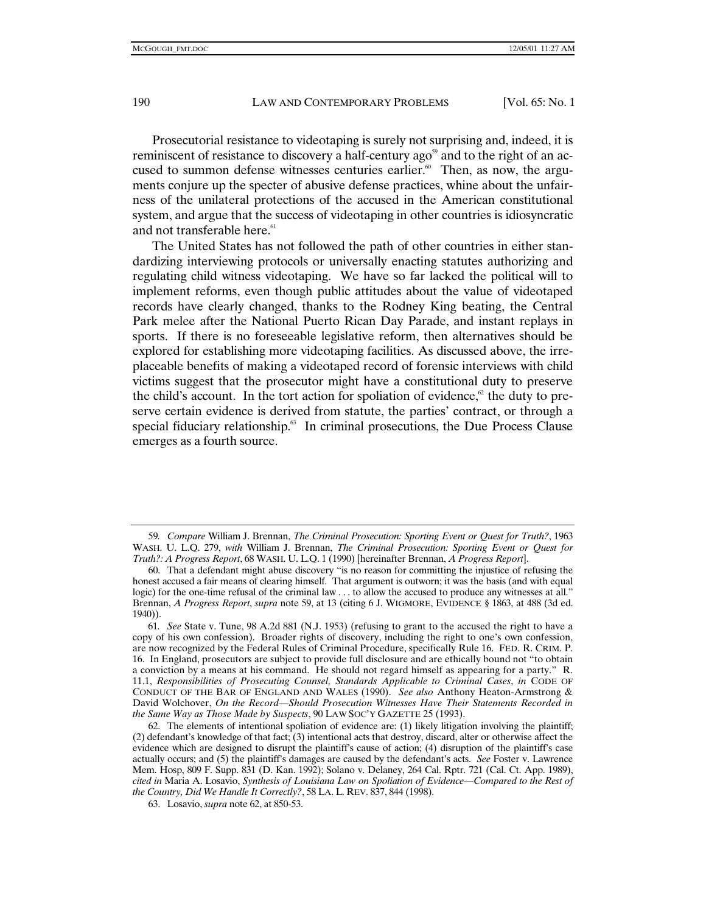Prosecutorial resistance to videotaping is surely not surprising and, indeed, it is reminiscent of resistance to discovery a half-century ago[59] and to the right of an accused to summon defense witnesses centuries earlier.[60] Then, as now, the arguments conjure up the specter of abusive defense practices, whine about the unfairness of the unilateral protections of the accused in the American constitutional system, and argue that the success of videotaping in other countries is idiosyncratic and not transferable here.[61]

The United States has not followed the path of other countries in either standardizing interviewing protocols or universally enacting statutes authorizing and regulating child witness videotaping. We have so far lacked the political will to implement reforms, even though public attitudes about the value of videotaped records have clearly changed, thanks to the Rodney King beating, the Central Park melee after the National Puerto Rican Day Parade, and instant replays in sports. If there is no foreseeable legislative reform, then alternatives should be explored for establishing more videotaping facilities. As discussed above, the irreplaceable benefits of making a videotaped record of forensic interviews with child victims suggest that the prosecutor might have a constitutional duty to preserve the child's account. In the tort action for spoliation of evidence,[62] the duty to preserve certain evidence is derived from statute, the parties' contract, or through a special fiduciary relationship.[63] In criminal prosecutions, the Due Process Clause emerges as a fourth source.

---

59. *Compare* William J. Brennan, *The Criminal Prosecution: Sporting Event or Quest for Truth?*, 1963 WASH. U. L.Q. 279, *with* William J. Brennan, *The Criminal Prosecution: Sporting Event or Quest for Truth?: A Progress Report*, 68 WASH. U. L.Q. 1 (1990) [hereinafter Brennan, *A Progress Report*].

60. That a defendant might abuse discovery "is no reason for committing the injustice of refusing the honest accused a fair means of clearing himself. That argument is outworn; it was the basis (and with equal logic) for the one-time refusal of the criminal law . . . to allow the accused to produce any witnesses at all." Brennan, *A Progress Report*, *supra* note 59, at 13 (citing 6 J. WIGMORE, EVIDENCE § 1863, at 488 (3d ed. 1940)).

61. *See* State v. Tune, 98 A.2d 881 (N.J. 1953) (refusing to grant to the accused the right to have a copy of his own confession). Broader rights of discovery, including the right to one's own confession, are now recognized by the Federal Rules of Criminal Procedure, specifically Rule 16. FED. R. CRIM. P. 16. In England, prosecutors are subject to provide full disclosure and are ethically bound not "to obtain a conviction by a means at his command. He should not regard himself as appearing for a party." R. 11.1, *Responsibilities of Prosecuting Counsel, Standards Applicable to Criminal Cases*, *in* CODE OF CONDUCT OF THE BAR OF ENGLAND AND WALES (1990). *See also* Anthony Heaton-Armstrong & David Wolchover, *On the Record—Should Prosecution Witnesses Have Their Statements Recorded in the Same Way as Those Made by Suspects*, 90 LAW SOC'Y GAZETTE 25 (1993).

62. The elements of intentional spoliation of evidence are: (1) likely litigation involving the plaintiff; (2) defendant's knowledge of that fact; (3) intentional acts that destroy, discard, alter or otherwise affect the evidence which are designed to disrupt the plaintiff's cause of action; (4) disruption of the plaintiff's case actually occurs; and (5) the plaintiff's damages are caused by the defendant's acts. *See* Foster v. Lawrence Mem. Hosp, 809 F. Supp. 831 (D. Kan. 1992); Solano v. Delaney, 264 Cal. Rptr. 721 (Cal. Ct. App. 1989), *cited in* Maria A. Losavio, *Synthesis of Louisiana Law on Spoliation of Evidence—Compared to the Rest of the Country, Did We Handle It Correctly?*, 58 LA. L. REV. 837, 844 (1998).

63. Losavio, *supra* note 62, at 850-53.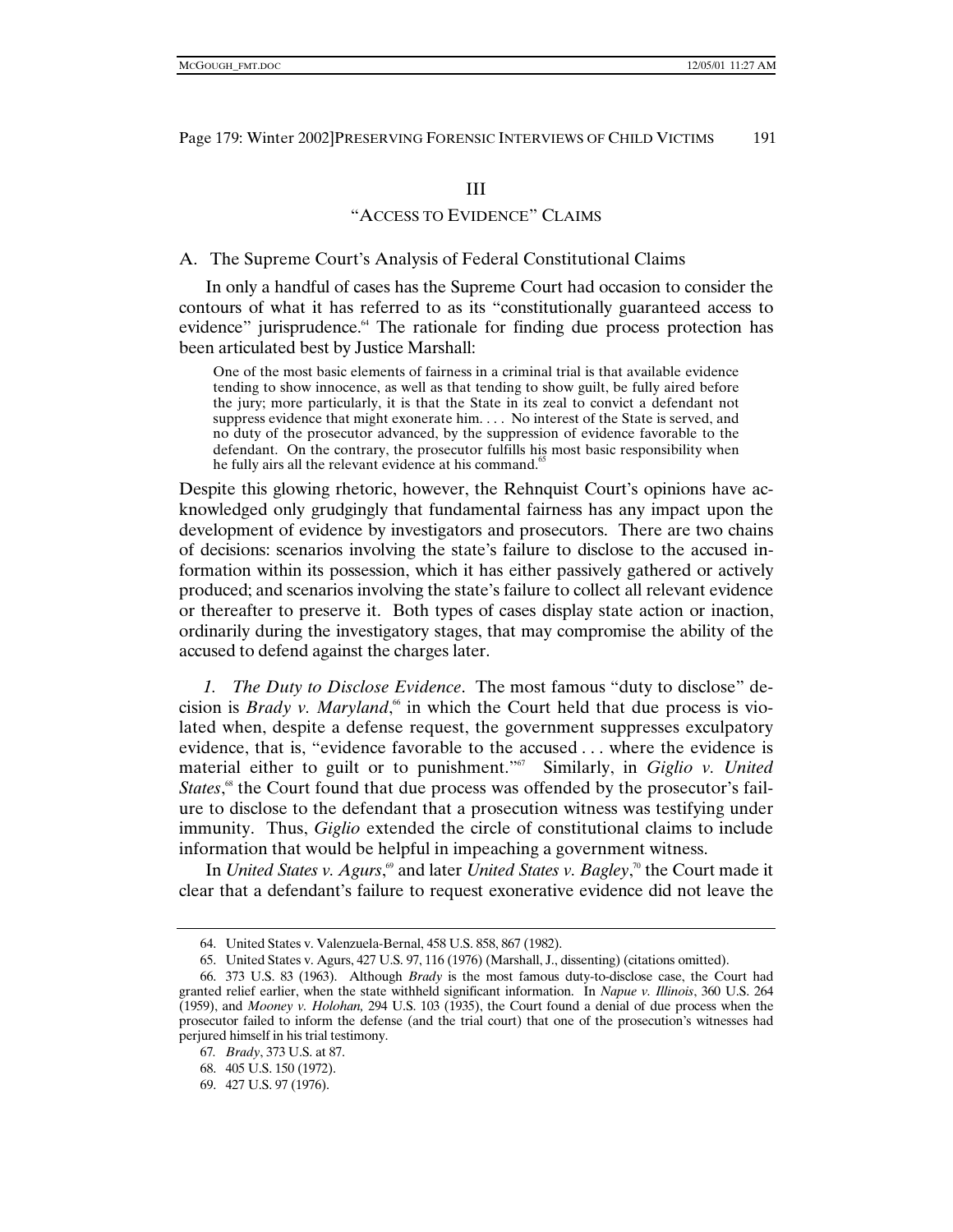## III

## "ACCESS TO EVIDENCE" CLAIMS

### A. The Supreme Court's Analysis of Federal Constitutional Claims

In only a handful of cases has the Supreme Court had occasion to consider the contours of what it has referred to as its "constitutionally guaranteed access to evidence" jurisprudence.[64] The rationale for finding due process protection has been articulated best by Justice Marshall:

> One of the most basic elements of fairness in a criminal trial is that available evidence tending to show innocence, as well as that tending to show guilt, be fully aired before the jury; more particularly, it is that the State in its zeal to convict a defendant not suppress evidence that might exonerate him. . . . No interest of the State is served, and no duty of the prosecutor advanced, by the suppression of evidence favorable to the defendant. On the contrary, the prosecutor fulfills his most basic responsibility when he fully airs all the relevant evidence at his command.[65]

Despite this glowing rhetoric, however, the Rehnquist Court's opinions have acknowledged only grudgingly that fundamental fairness has any impact upon the development of evidence by investigators and prosecutors. There are two chains of decisions: scenarios involving the state's failure to disclose to the accused information within its possession, which it has either passively gathered or actively produced; and scenarios involving the state's failure to collect all relevant evidence or thereafter to preserve it. Both types of cases display state action or inaction, ordinarily during the investigatory stages, that may compromise the ability of the accused to defend against the charges later.

*1. The Duty to Disclose Evidence*. The most famous "duty to disclose" decision is *Brady v. Maryland*,[66] in which the Court held that due process is violated when, despite a defense request, the government suppresses exculpatory evidence, that is, "evidence favorable to the accused . . . where the evidence is material either to guilt or to punishment."[67] Similarly, in *Giglio v. United States*,[68] the Court found that due process was offended by the prosecutor's failure to disclose to the defendant that a prosecution witness was testifying under immunity. Thus, *Giglio* extended the circle of constitutional claims to include information that would be helpful in impeaching a government witness.

In *United States v. Agurs*,[69] and later *United States v. Bagley*,[70] the Court made it clear that a defendant's failure to request exonerative evidence did not leave the

---

64. United States v. Valenzuela-Bernal, 458 U.S. 858, 867 (1982).

65. United States v. Agurs, 427 U.S. 97, 116 (1976) (Marshall, J., dissenting) (citations omitted).

66. 373 U.S. 83 (1963). Although *Brady* is the most famous duty-to-disclose case, the Court had granted relief earlier, when the state withheld significant information. In *Napue v. Illinois*, 360 U.S. 264 (1959), and *Mooney v. Holohan,* 294 U.S. 103 (1935), the Court found a denial of due process when the prosecutor failed to inform the defense (and the trial court) that one of the prosecution's witnesses had perjured himself in his trial testimony.

67. *Brady*, 373 U.S. at 87.

68. 405 U.S. 150 (1972).

69. 427 U.S. 97 (1976).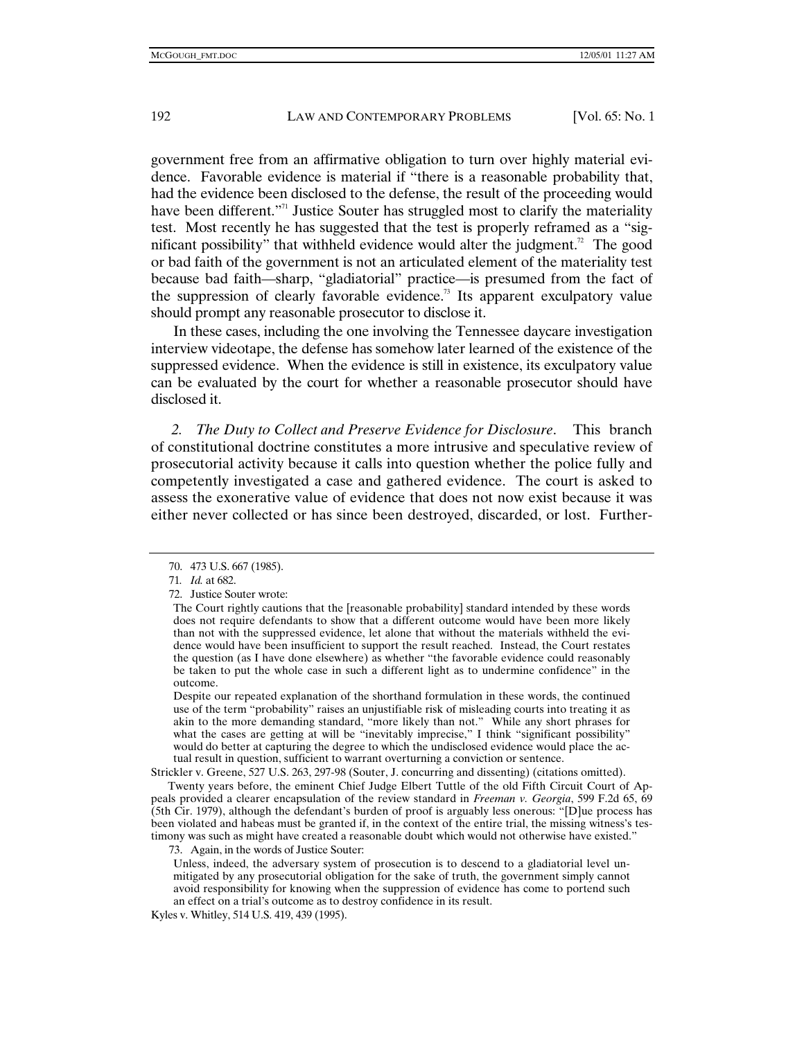government free from an affirmative obligation to turn over highly material evidence. Favorable evidence is material if "there is a reasonable probability that, had the evidence been disclosed to the defense, the result of the proceeding would have been different."[71] Justice Souter has struggled most to clarify the materiality test. Most recently he has suggested that the test is properly reframed as a "significant possibility" that withheld evidence would alter the judgment.[72] The good or bad faith of the government is not an articulated element of the materiality test because bad faith—sharp, "gladiatorial" practice—is presumed from the fact of the suppression of clearly favorable evidence.[73] Its apparent exculpatory value should prompt any reasonable prosecutor to disclose it.

In these cases, including the one involving the Tennessee daycare investigation interview videotape, the defense has somehow later learned of the existence of the suppressed evidence. When the evidence is still in existence, its exculpatory value can be evaluated by the court for whether a reasonable prosecutor should have disclosed it.

*2. The Duty to Collect and Preserve Evidence for Disclosure*. This branch of constitutional doctrine constitutes a more intrusive and speculative review of prosecutorial activity because it calls into question whether the police fully and competently investigated a case and gathered evidence. The court is asked to assess the exonerative value of evidence that does not now exist because it was either never collected or has since been destroyed, discarded, or lost. Further-

---

70. 473 U.S. 667 (1985).

71. *Id.* at 682.

72. Justice Souter wrote:

> The Court rightly cautions that the [reasonable probability] standard intended by these words does not require defendants to show that a different outcome would have been more likely than not with the suppressed evidence, let alone that without the materials withheld the evidence would have been insufficient to support the result reached. Instead, the Court restates the question (as I have done elsewhere) as whether "the favorable evidence could reasonably be taken to put the whole case in such a different light as to undermine confidence" in the outcome.
>
> Despite our repeated explanation of the shorthand formulation in these words, the continued use of the term "probability" raises an unjustifiable risk of misleading courts into treating it as akin to the more demanding standard, "more likely than not." While any short phrases for what the cases are getting at will be "inevitably imprecise," I think "significant possibility" would do better at capturing the degree to which the undisclosed evidence would place the actual result in question, sufficient to warrant overturning a conviction or sentence.

Strickler v. Greene, 527 U.S. 263, 297-98 (Souter, J. concurring and dissenting) (citations omitted).

Twenty years before, the eminent Chief Judge Elbert Tuttle of the old Fifth Circuit Court of Appeals provided a clearer encapsulation of the review standard in *Freeman v. Georgia*, 599 F.2d 65, 69 (5th Cir. 1979), although the defendant's burden of proof is arguably less onerous: "[D]ue process has been violated and habeas must be granted if, in the context of the entire trial, the missing witness's testimony was such as might have created a reasonable doubt which would not otherwise have existed."

73. Again, in the words of Justice Souter:

> Unless, indeed, the adversary system of prosecution is to descend to a gladiatorial level unmitigated by any prosecutorial obligation for the sake of truth, the government simply cannot avoid responsibility for knowing when the suppression of evidence has come to portend such an effect on a trial's outcome as to destroy confidence in its result.

Kyles v. Whitley, 514 U.S. 419, 439 (1995).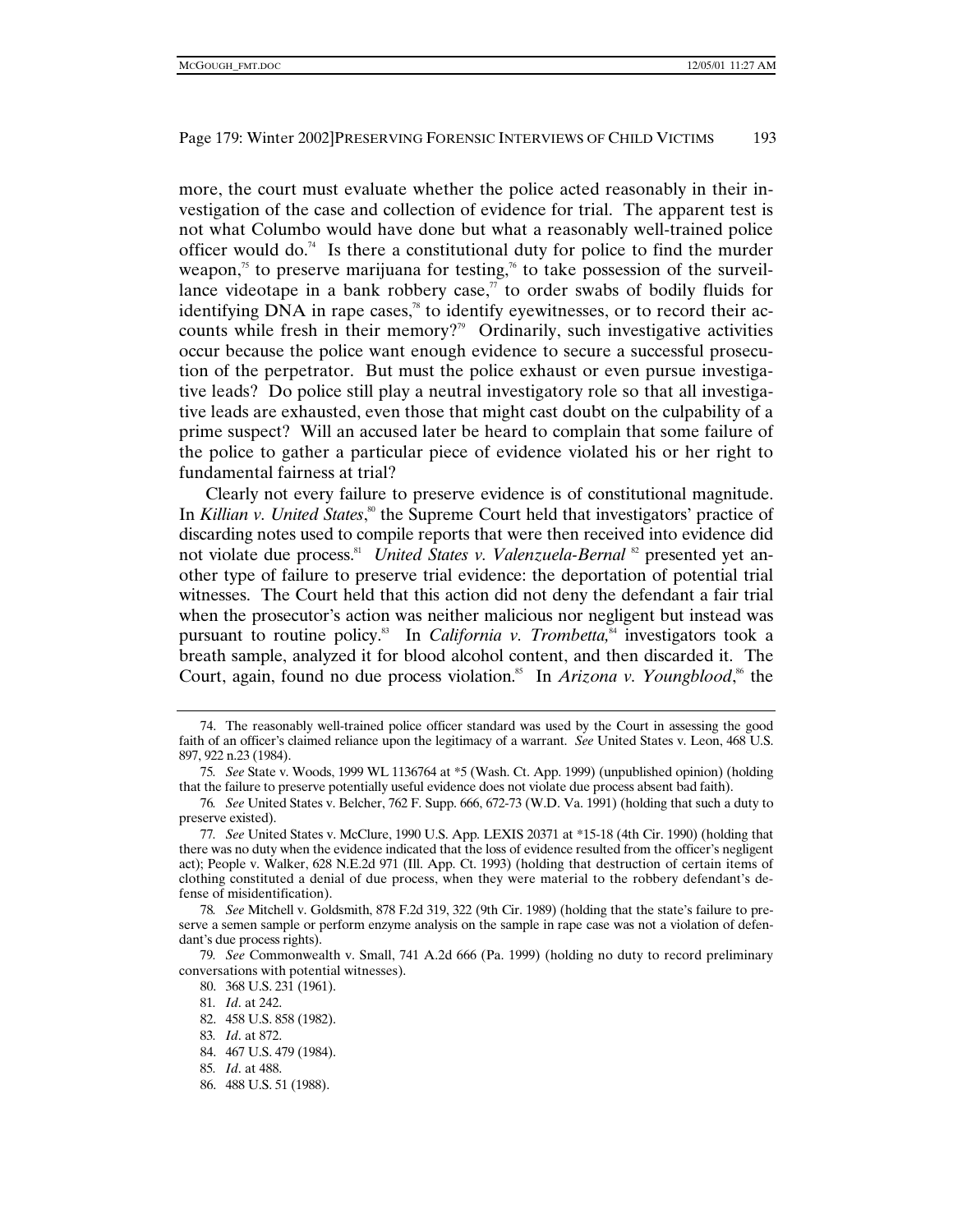more, the court must evaluate whether the police acted reasonably in their investigation of the case and collection of evidence for trial. The apparent test is not what Columbo would have done but what a reasonably well-trained police officer would do.[74] Is there a constitutional duty for police to find the murder weapon,[75] to preserve marijuana for testing,[76] to take possession of the surveillance videotape in a bank robbery case,[77] to order swabs of bodily fluids for identifying DNA in rape cases,[78] to identify eyewitnesses, or to record their accounts while fresh in their memory?[79] Ordinarily, such investigative activities occur because the police want enough evidence to secure a successful prosecution of the perpetrator. But must the police exhaust or even pursue investigative leads? Do police still play a neutral investigatory role so that all investigative leads are exhausted, even those that might cast doubt on the culpability of a prime suspect? Will an accused later be heard to complain that some failure of the police to gather a particular piece of evidence violated his or her right to fundamental fairness at trial?

Clearly not every failure to preserve evidence is of constitutional magnitude. In *Killian v. United States*,[80] the Supreme Court held that investigators' practice of discarding notes used to compile reports that were then received into evidence did not violate due process.[81] *United States v. Valenzuela-Bernal*[82] presented yet another type of failure to preserve trial evidence: the deportation of potential trial witnesses. The Court held that this action did not deny the defendant a fair trial when the prosecutor's action was neither malicious nor negligent but instead was pursuant to routine policy.[83] In *California v. Trombetta,*[84] investigators took a breath sample, analyzed it for blood alcohol content, and then discarded it. The Court, again, found no due process violation.[85] In *Arizona v. Youngblood*,[86] the

---

74. The reasonably well-trained police officer standard was used by the Court in assessing the good faith of an officer's claimed reliance upon the legitimacy of a warrant. *See* United States v. Leon, 468 U.S. 897, 922 n.23 (1984).

75. *See* State v. Woods, 1999 WL 1136764 at *5 (Wash. Ct. App. 1999) (unpublished opinion) (holding that the failure to preserve potentially useful evidence does not violate due process absent bad faith).

76. *See* United States v. Belcher, 762 F. Supp. 666, 672-73 (W.D. Va. 1991) (holding that such a duty to preserve existed).

77. *See* United States v. McClure, 1990 U.S. App. LEXIS 20371 at *15-18 (4th Cir. 1990) (holding that there was no duty when the evidence indicated that the loss of evidence resulted from the officer's negligent act); People v. Walker, 628 N.E.2d 971 (Ill. App. Ct. 1993) (holding that destruction of certain items of clothing constituted a denial of due process, when they were material to the robbery defendant's defense of misidentification).

78. *See* Mitchell v. Goldsmith, 878 F.2d 319, 322 (9th Cir. 1989) (holding that the state's failure to preserve a semen sample or perform enzyme analysis on the sample in rape case was not a violation of defendant's due process rights).

79. *See* Commonwealth v. Small, 741 A.2d 666 (Pa. 1999) (holding no duty to record preliminary conversations with potential witnesses).

80. 368 U.S. 231 (1961).

81. *Id*. at 242.

82. 458 U.S. 858 (1982).

83. *Id*. at 872.

84. 467 U.S. 479 (1984).

85. *Id*. at 488.

86. 488 U.S. 51 (1988).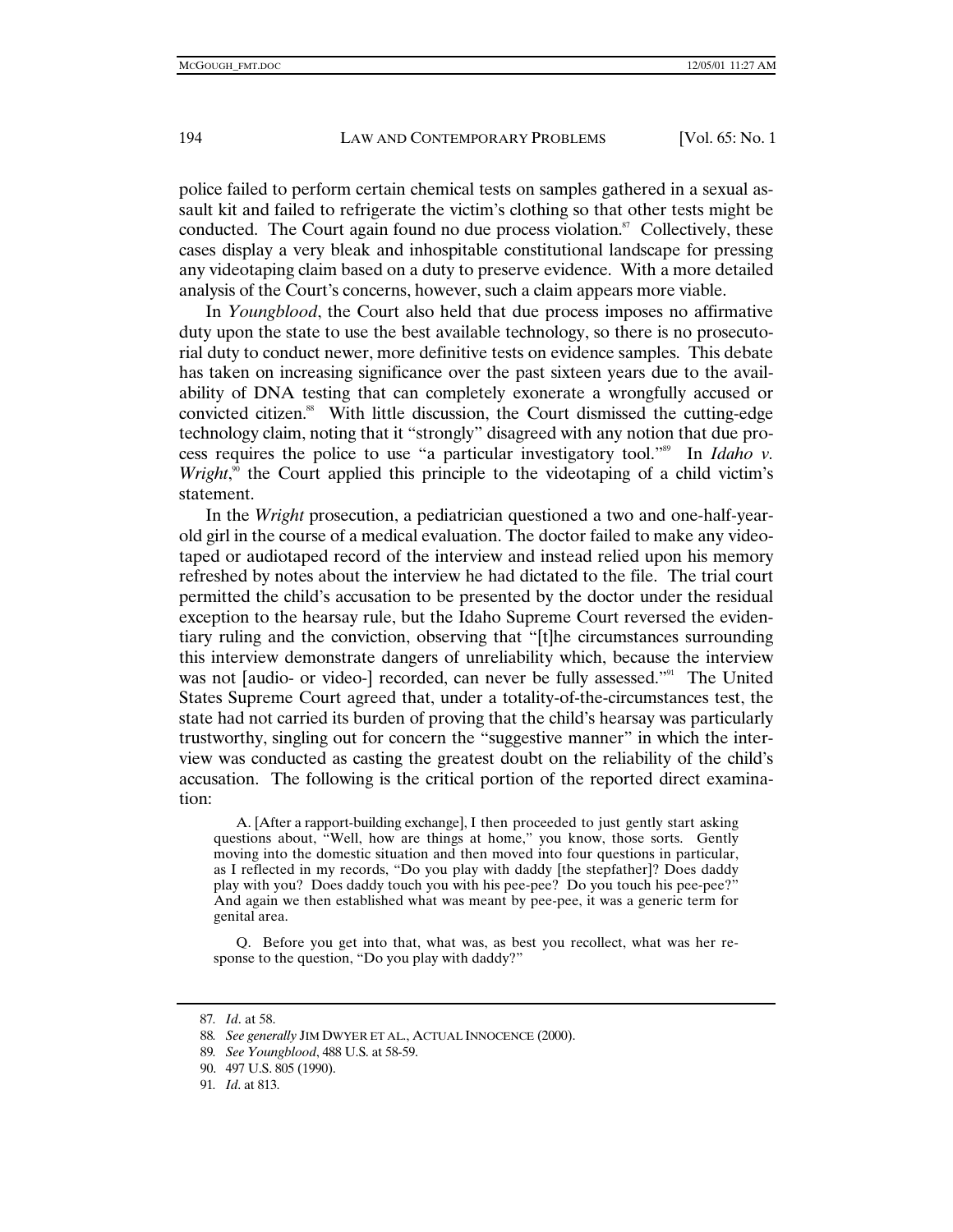police failed to perform certain chemical tests on samples gathered in a sexual assault kit and failed to refrigerate the victim's clothing so that other tests might be conducted. The Court again found no due process violation.[87] Collectively, these cases display a very bleak and inhospitable constitutional landscape for pressing any videotaping claim based on a duty to preserve evidence. With a more detailed analysis of the Court's concerns, however, such a claim appears more viable.

In *Youngblood*, the Court also held that due process imposes no affirmative duty upon the state to use the best available technology, so there is no prosecutorial duty to conduct newer, more definitive tests on evidence samples. This debate has taken on increasing significance over the past sixteen years due to the availability of DNA testing that can completely exonerate a wrongfully accused or convicted citizen.[88] With little discussion, the Court dismissed the cutting-edge technology claim, noting that it "strongly" disagreed with any notion that due process requires the police to use "a particular investigatory tool."[89] In *Idaho v. Wright*,[90] the Court applied this principle to the videotaping of a child victim's statement.

In the *Wright* prosecution, a pediatrician questioned a two and one-half-year-old girl in the course of a medical evaluation. The doctor failed to make any videotaped or audiotaped record of the interview and instead relied upon his memory refreshed by notes about the interview he had dictated to the file. The trial court permitted the child's accusation to be presented by the doctor under the residual exception to the hearsay rule, but the Idaho Supreme Court reversed the evidentiary ruling and the conviction, observing that "[t]he circumstances surrounding this interview demonstrate dangers of unreliability which, because the interview was not [audio- or video-] recorded, can never be fully assessed."[91] The United States Supreme Court agreed that, under a totality-of-the-circumstances test, the state had not carried its burden of proving that the child's hearsay was particularly trustworthy, singling out for concern the "suggestive manner" in which the interview was conducted as casting the greatest doubt on the reliability of the child's accusation. The following is the critical portion of the reported direct examination:

> A. [After a rapport-building exchange], I then proceeded to just gently start asking questions about, "Well, how are things at home," you know, those sorts. Gently moving into the domestic situation and then moved into four questions in particular, as I reflected in my records, "Do you play with daddy [the stepfather]? Does daddy play with you? Does daddy touch you with his pee-pee? Do you touch his pee-pee?" And again we then established what was meant by pee-pee, it was a generic term for genital area.
>
> Q. Before you get into that, what was, as best you recollect, what was her response to the question, "Do you play with daddy?"

---

87. *Id*. at 58.

88. *See generally* JIM DWYER ET AL., ACTUAL INNOCENCE (2000).

89. *See Youngblood*, 488 U.S. at 58-59.

90. 497 U.S. 805 (1990).

91. *Id*. at 813.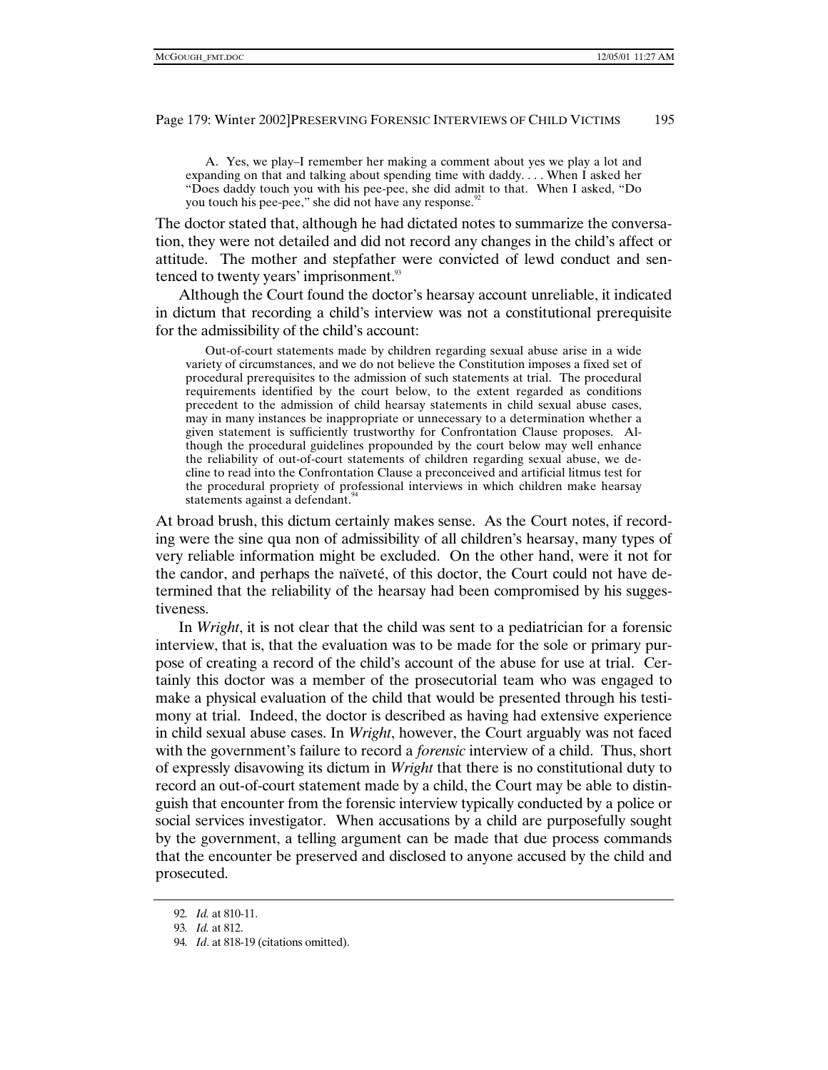> A. Yes, we play–I remember her making a comment about yes we play a lot and expanding on that and talking about spending time with daddy. . . . When I asked her "Does daddy touch you with his pee-pee, she did admit to that. When I asked, "Do you touch his pee-pee," she did not have any response.[92]

The doctor stated that, although he had dictated notes to summarize the conversation, they were not detailed and did not record any changes in the child's affect or attitude. The mother and stepfather were convicted of lewd conduct and sentenced to twenty years' imprisonment.[93]

Although the Court found the doctor's hearsay account unreliable, it indicated in dictum that recording a child's interview was not a constitutional prerequisite for the admissibility of the child's account:

> Out-of-court statements made by children regarding sexual abuse arise in a wide variety of circumstances, and we do not believe the Constitution imposes a fixed set of procedural prerequisites to the admission of such statements at trial. The procedural requirements identified by the court below, to the extent regarded as conditions precedent to the admission of child hearsay statements in child sexual abuse cases, may in many instances be inappropriate or unnecessary to a determination whether a given statement is sufficiently trustworthy for Confrontation Clause proposes. Although the procedural guidelines propounded by the court below may well enhance the reliability of out-of-court statements of children regarding sexual abuse, we decline to read into the Confrontation Clause a preconceived and artificial litmus test for the procedural propriety of professional interviews in which children make hearsay statements against a defendant.[94]

At broad brush, this dictum certainly makes sense. As the Court notes, if recording were the sine qua non of admissibility of all children's hearsay, many types of very reliable information might be excluded. On the other hand, were it not for the candor, and perhaps the naïveté, of this doctor, the Court could not have determined that the reliability of the hearsay had been compromised by his suggestiveness.

In *Wright*, it is not clear that the child was sent to a pediatrician for a forensic interview, that is, that the evaluation was to be made for the sole or primary purpose of creating a record of the child's account of the abuse for use at trial. Certainly this doctor was a member of the prosecutorial team who was engaged to make a physical evaluation of the child that would be presented through his testimony at trial. Indeed, the doctor is described as having had extensive experience in child sexual abuse cases. In *Wright*, however, the Court arguably was not faced with the government's failure to record a *forensic* interview of a child. Thus, short of expressly disavowing its dictum in *Wright* that there is no constitutional duty to record an out-of-court statement made by a child, the Court may be able to distinguish that encounter from the forensic interview typically conducted by a police or social services investigator. When accusations by a child are purposefully sought by the government, a telling argument can be made that due process commands that the encounter be preserved and disclosed to anyone accused by the child and prosecuted.

---

92. *Id.* at 810-11.

93. *Id.* at 812.

94. *Id*. at 818-19 (citations omitted).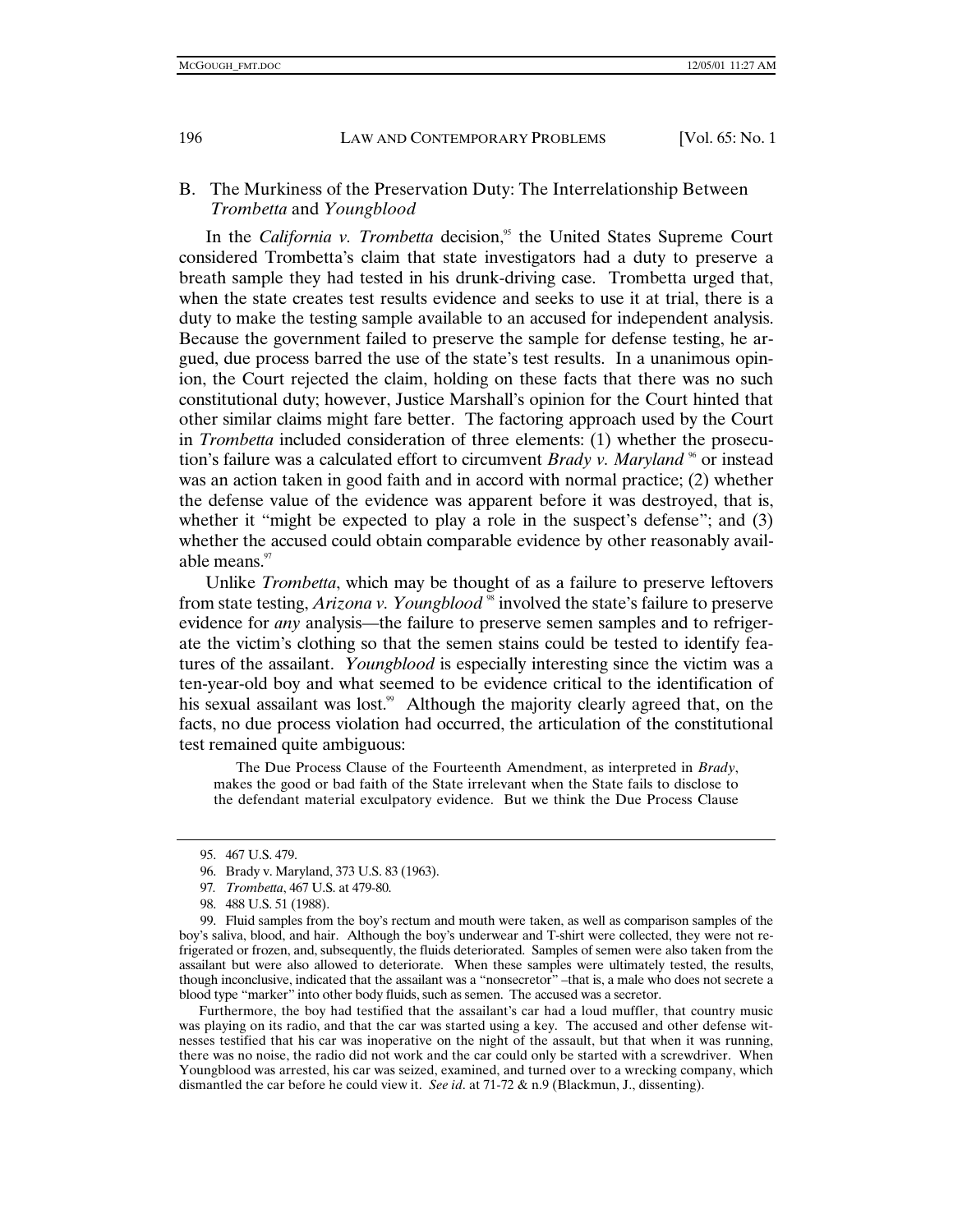## B. The Murkiness of the Preservation Duty: The Interrelationship Between *Trombetta* and *Youngblood*

In the *California v. Trombetta* decision,[95] the United States Supreme Court considered Trombetta's claim that state investigators had a duty to preserve a breath sample they had tested in his drunk-driving case. Trombetta urged that, when the state creates test results evidence and seeks to use it at trial, there is a duty to make the testing sample available to an accused for independent analysis. Because the government failed to preserve the sample for defense testing, he argued, due process barred the use of the state's test results. In a unanimous opinion, the Court rejected the claim, holding on these facts that there was no such constitutional duty; however, Justice Marshall's opinion for the Court hinted that other similar claims might fare better. The factoring approach used by the Court in *Trombetta* included consideration of three elements: (1) whether the prosecution's failure was a calculated effort to circumvent *Brady v. Maryland* [96] or instead was an action taken in good faith and in accord with normal practice; (2) whether the defense value of the evidence was apparent before it was destroyed, that is, whether it "might be expected to play a role in the suspect's defense"; and (3) whether the accused could obtain comparable evidence by other reasonably available means.[97]

Unlike *Trombetta*, which may be thought of as a failure to preserve leftovers from state testing, *Arizona v. Youngblood* [98] involved the state's failure to preserve evidence for *any* analysis—the failure to preserve semen samples and to refrigerate the victim's clothing so that the semen stains could be tested to identify features of the assailant. *Youngblood* is especially interesting since the victim was a ten-year-old boy and what seemed to be evidence critical to the identification of his sexual assailant was lost.[99] Although the majority clearly agreed that, on the facts, no due process violation had occurred, the articulation of the constitutional test remained quite ambiguous:

> The Due Process Clause of the Fourteenth Amendment, as interpreted in *Brady*, makes the good or bad faith of the State irrelevant when the State fails to disclose to the defendant material exculpatory evidence. But we think the Due Process Clause

---

95. 467 U.S. 479.

96. Brady v. Maryland, 373 U.S. 83 (1963).

97. *Trombetta*, 467 U.S. at 479-80.

98. 488 U.S. 51 (1988).

99. Fluid samples from the boy's rectum and mouth were taken, as well as comparison samples of the boy's saliva, blood, and hair. Although the boy's underwear and T-shirt were collected, they were not refrigerated or frozen, and, subsequently, the fluids deteriorated. Samples of semen were also taken from the assailant but were also allowed to deteriorate. When these samples were ultimately tested, the results, though inconclusive, indicated that the assailant was a "nonsecretor" –that is, a male who does not secrete a blood type "marker" into other body fluids, such as semen. The accused was a secretor.

Furthermore, the boy had testified that the assailant's car had a loud muffler, that country music was playing on its radio, and that the car was started using a key. The accused and other defense witnesses testified that his car was inoperative on the night of the assault, but that when it was running, there was no noise, the radio did not work and the car could only be started with a screwdriver. When Youngblood was arrested, his car was seized, examined, and turned over to a wrecking company, which dismantled the car before he could view it. *See id.* at 71-72 & n.9 (Blackmun, J., dissenting).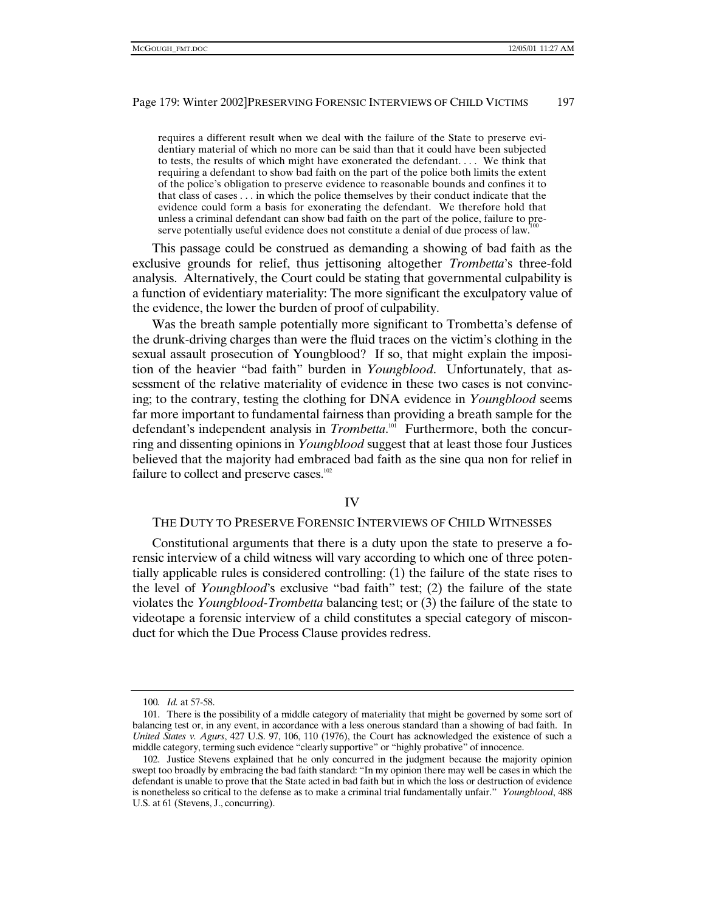> requires a different result when we deal with the failure of the State to preserve evidentiary material of which no more can be said than that it could have been subjected to tests, the results of which might have exonerated the defendant. . . . We think that requiring a defendant to show bad faith on the part of the police both limits the extent of the police's obligation to preserve evidence to reasonable bounds and confines it to that class of cases . . . in which the police themselves by their conduct indicate that the evidence could form a basis for exonerating the defendant. We therefore hold that unless a criminal defendant can show bad faith on the part of the police, failure to preserve potentially useful evidence does not constitute a denial of due process of law.[100]

This passage could be construed as demanding a showing of bad faith as the exclusive grounds for relief, thus jettisoning altogether *Trombetta*'s three-fold analysis. Alternatively, the Court could be stating that governmental culpability is a function of evidentiary materiality: The more significant the exculpatory value of the evidence, the lower the burden of proof of culpability.

Was the breath sample potentially more significant to Trombetta's defense of the drunk-driving charges than were the fluid traces on the victim's clothing in the sexual assault prosecution of Youngblood? If so, that might explain the imposition of the heavier "bad faith" burden in *Youngblood*. Unfortunately, that assessment of the relative materiality of evidence in these two cases is not convincing; to the contrary, testing the clothing for DNA evidence in *Youngblood* seems far more important to fundamental fairness than providing a breath sample for the defendant's independent analysis in *Trombetta*.[101] Furthermore, both the concurring and dissenting opinions in *Youngblood* suggest that at least those four Justices believed that the majority had embraced bad faith as the sine qua non for relief in failure to collect and preserve cases.[102]

## IV

## THE DUTY TO PRESERVE FORENSIC INTERVIEWS OF CHILD WITNESSES

Constitutional arguments that there is a duty upon the state to preserve a forensic interview of a child witness will vary according to which one of three potentially applicable rules is considered controlling: (1) the failure of the state rises to the level of *Youngblood*'s exclusive "bad faith" test; (2) the failure of the state violates the *Youngblood-Trombetta* balancing test; or (3) the failure of the state to videotape a forensic interview of a child constitutes a special category of misconduct for which the Due Process Clause provides redress.

---

100. *Id.* at 57-58.

101. There is the possibility of a middle category of materiality that might be governed by some sort of balancing test or, in any event, in accordance with a less onerous standard than a showing of bad faith. In *United States v. Agurs*, 427 U.S. 97, 106, 110 (1976), the Court has acknowledged the existence of such a middle category, terming such evidence "clearly supportive" or "highly probative" of innocence.

102. Justice Stevens explained that he only concurred in the judgment because the majority opinion swept too broadly by embracing the bad faith standard: "In my opinion there may well be cases in which the defendant is unable to prove that the State acted in bad faith but in which the loss or destruction of evidence is nonetheless so critical to the defense as to make a criminal trial fundamentally unfair." *Youngblood*, 488 U.S. at 61 (Stevens, J., concurring).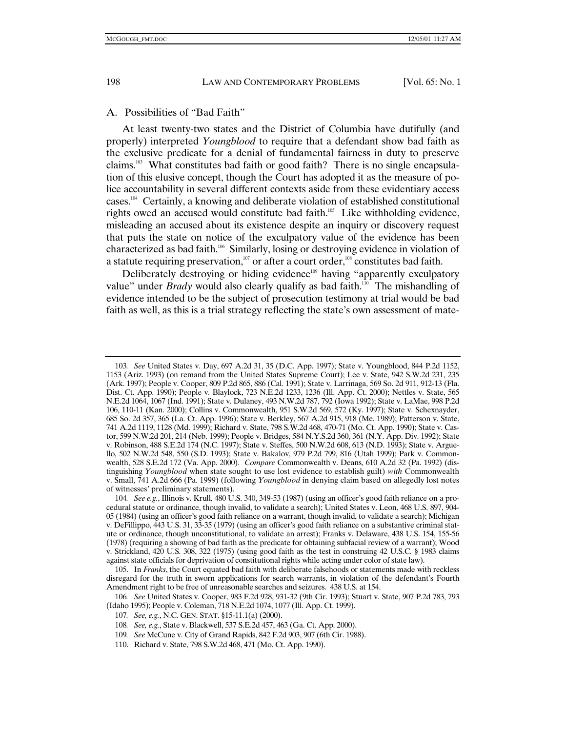### A. Possibilities of "Bad Faith"

At least twenty-two states and the District of Columbia have dutifully (and properly) interpreted *Youngblood* to require that a defendant show bad faith as the exclusive predicate for a denial of fundamental fairness in duty to preserve claims.[103] What constitutes bad faith or good faith? There is no single encapsulation of this elusive concept, though the Court has adopted it as the measure of police accountability in several different contexts aside from these evidentiary access cases.[104] Certainly, a knowing and deliberate violation of established constitutional rights owed an accused would constitute bad faith.[105] Like withholding evidence, misleading an accused about its existence despite an inquiry or discovery request that puts the state on notice of the exculpatory value of the evidence has been characterized as bad faith.[106] Similarly, losing or destroying evidence in violation of a statute requiring preservation,[107] or after a court order,[108] constitutes bad faith.

Deliberately destroying or hiding evidence[109] having "apparently exculpatory value" under *Brady* would also clearly qualify as bad faith.[110] The mishandling of evidence intended to be the subject of prosecution testimony at trial would be bad faith as well, as this is a trial strategy reflecting the state's own assessment of mate-

---

103. *See* United States v. Day, 697 A.2d 31, 35 (D.C. App. 1997); State v. Youngblood, 844 P.2d 1152, 1153 (Ariz. 1993) (on remand from the United States Supreme Court); Lee v. State, 942 S.W.2d 231, 235 (Ark. 1997); People v. Cooper, 809 P.2d 865, 886 (Cal. 1991); State v. Larrinaga, 569 So. 2d 911, 912-13 (Fla. Dist. Ct. App. 1990); People v. Blaylock, 723 N.E.2d 1233, 1236 (Ill. App. Ct. 2000); Nettles v. State, 565 N.E.2d 1064, 1067 (Ind. 1991); State v. Dulaney, 493 N.W.2d 787, 792 (Iowa 1992); State v. LaMae, 998 P.2d 106, 110-11 (Kan. 2000); Collins v. Commonwealth, 951 S.W.2d 569, 572 (Ky. 1997); State v. Schexnayder, 685 So. 2d 357, 365 (La. Ct. App. 1996); State v. Berkley, 567 A.2d 915, 918 (Me. 1989); Patterson v. State, 741 A.2d 1119, 1128 (Md. 1999); Richard v. State, 798 S.W.2d 468, 470-71 (Mo. Ct. App. 1990); State v. Castor, 599 N.W.2d 201, 214 (Neb. 1999); People v. Bridges, 584 N.Y.S.2d 360, 361 (N.Y. App. Div. 1992); State v. Robinson, 488 S.E.2d 174 (N.C. 1997); State v. Steffes, 500 N.W.2d 608, 613 (N.D. 1993); State v. Arguello, 502 N.W.2d 548, 550 (S.D. 1993); State v. Bakalov, 979 P.2d 799, 816 (Utah 1999); Park v. Commonwealth, 528 S.E.2d 172 (Va. App. 2000). *Compare* Commonwealth v. Deans, 610 A.2d 32 (Pa. 1992) (distinguishing *Youngblood* when state sought to use lost evidence to establish guilt) *with* Commonwealth v. Small, 741 A.2d 666 (Pa. 1999) (following *Youngblood* in denying claim based on allegedly lost notes of witnesses' preliminary statements).

104. *See e.g.*, Illinois v. Krull, 480 U.S. 340, 349-53 (1987) (using an officer's good faith reliance on a procedural statute or ordinance, though invalid, to validate a search); United States v. Leon, 468 U.S. 897, 904-05 (1984) (using an officer's good faith reliance on a warrant, though invalid, to validate a search); Michigan v. DeFillippo, 443 U.S. 31, 33-35 (1979) (using an officer's good faith reliance on a substantive criminal statute or ordinance, though unconstitutional, to validate an arrest); Franks v. Delaware, 438 U.S. 154, 155-56 (1978) (requiring a showing of bad faith as the predicate for obtaining subfacial review of a warrant); Wood v. Strickland, 420 U.S. 308, 322 (1975) (using good faith as the test in construing 42 U.S.C. § 1983 claims against state officials for deprivation of constitutional rights while acting under color of state law).

105. In *Franks*, the Court equated bad faith with deliberate falsehoods or statements made with reckless disregard for the truth in sworn applications for search warrants, in violation of the defendant's Fourth Amendment right to be free of unreasonable searches and seizures. 438 U.S. at 154.

106. *See* United States v. Cooper, 983 F.2d 928, 931-32 (9th Cir. 1993); Stuart v. State, 907 P.2d 783, 793 (Idaho 1995); People v. Coleman, 718 N.E.2d 1074, 1077 (Ill. App. Ct. 1999).

107. *See, e.g.*, N.C. GEN. STAT. §15-11.1(a) (2000).

108. *See, e.g.*, State v. Blackwell, 537 S.E.2d 457, 463 (Ga. Ct. App. 2000).

109. *See* McCune v. City of Grand Rapids, 842 F.2d 903, 907 (6th Cir. 1988).

110. Richard v. State, 798 S.W.2d 468, 471 (Mo. Ct. App. 1990).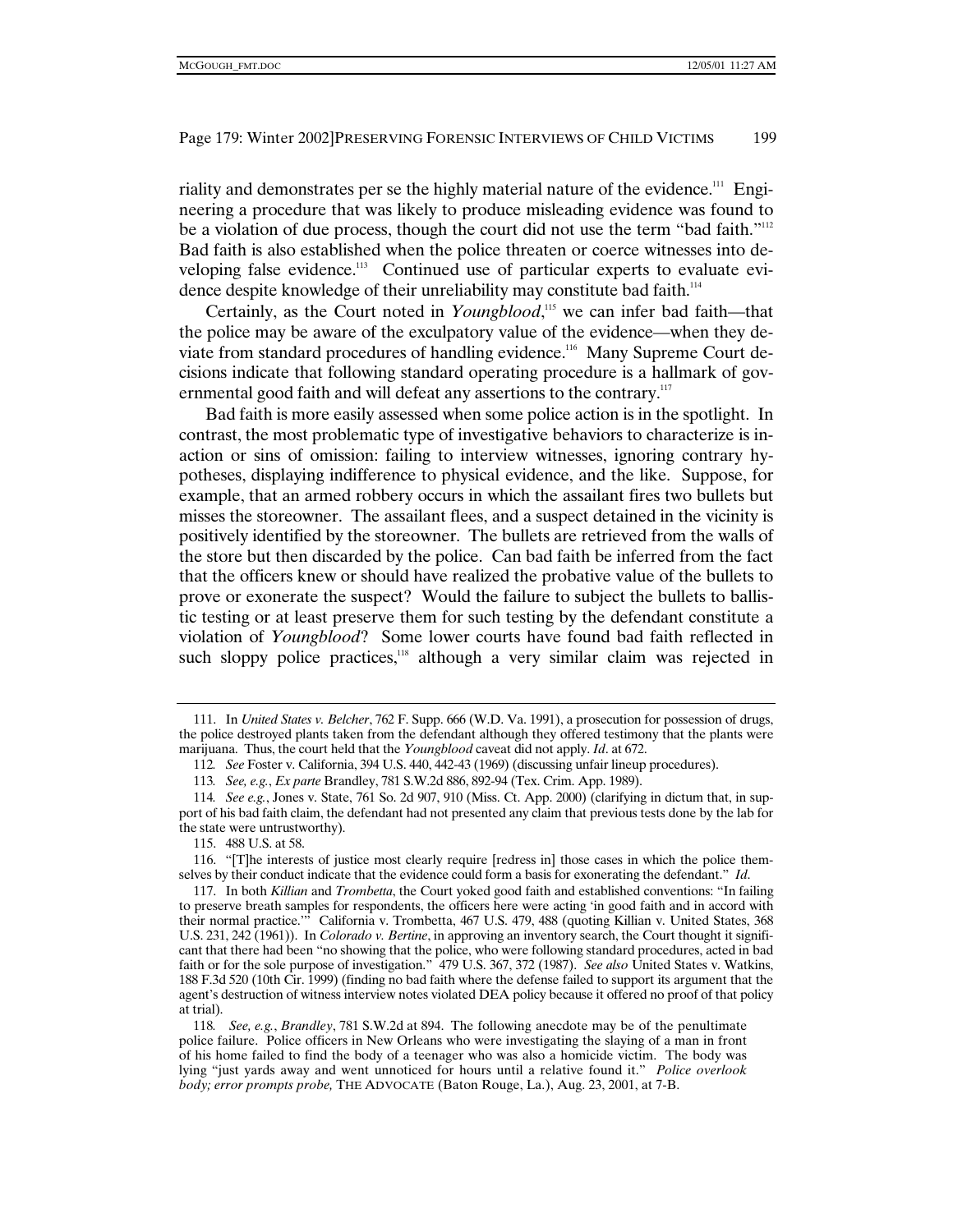riality and demonstrates per se the highly material nature of the evidence.[111] Engineering a procedure that was likely to produce misleading evidence was found to be a violation of due process, though the court did not use the term "bad faith."[112] Bad faith is also established when the police threaten or coerce witnesses into developing false evidence.[113] Continued use of particular experts to evaluate evidence despite knowledge of their unreliability may constitute bad faith.[114]

Certainly, as the Court noted in *Youngblood*,[115] we can infer bad faith—that the police may be aware of the exculpatory value of the evidence—when they deviate from standard procedures of handling evidence.[116] Many Supreme Court decisions indicate that following standard operating procedure is a hallmark of governmental good faith and will defeat any assertions to the contrary.[117]

Bad faith is more easily assessed when some police action is in the spotlight. In contrast, the most problematic type of investigative behaviors to characterize is inaction or sins of omission: failing to interview witnesses, ignoring contrary hypotheses, displaying indifference to physical evidence, and the like. Suppose, for example, that an armed robbery occurs in which the assailant fires two bullets but misses the storeowner. The assailant flees, and a suspect detained in the vicinity is positively identified by the storeowner. The bullets are retrieved from the walls of the store but then discarded by the police. Can bad faith be inferred from the fact that the officers knew or should have realized the probative value of the bullets to prove or exonerate the suspect? Would the failure to subject the bullets to ballistic testing or at least preserve them for such testing by the defendant constitute a violation of *Youngblood*? Some lower courts have found bad faith reflected in such sloppy police practices,[118] although a very similar claim was rejected in

---

111. In *United States v. Belcher*, 762 F. Supp. 666 (W.D. Va. 1991), a prosecution for possession of drugs, the police destroyed plants taken from the defendant although they offered testimony that the plants were marijuana. Thus, the court held that the *Youngblood* caveat did not apply. *Id*. at 672.

112. *See* Foster v. California, 394 U.S. 440, 442-43 (1969) (discussing unfair lineup procedures).

113. *See, e.g.*, *Ex parte* Brandley, 781 S.W.2d 886, 892-94 (Tex. Crim. App. 1989).

114. *See e.g.*, Jones v. State, 761 So. 2d 907, 910 (Miss. Ct. App. 2000) (clarifying in dictum that, in support of his bad faith claim, the defendant had not presented any claim that previous tests done by the lab for the state were untrustworthy).

115. 488 U.S. at 58.

116. "[T]he interests of justice most clearly require [redress in] those cases in which the police themselves by their conduct indicate that the evidence could form a basis for exonerating the defendant." *Id*.

117. In both *Killian* and *Trombetta*, the Court yoked good faith and established conventions: "In failing to preserve breath samples for respondents, the officers here were acting 'in good faith and in accord with their normal practice.'" California v. Trombetta, 467 U.S. 479, 488 (quoting Killian v. United States, 368 U.S. 231, 242 (1961)). In *Colorado v. Bertine*, in approving an inventory search, the Court thought it significant that there had been "no showing that the police, who were following standard procedures, acted in bad faith or for the sole purpose of investigation." 479 U.S. 367, 372 (1987). *See also* United States v. Watkins, 188 F.3d 520 (10th Cir. 1999) (finding no bad faith where the defense failed to support its argument that the agent's destruction of witness interview notes violated DEA policy because it offered no proof of that policy at trial).

118. *See, e.g.*, *Brandley*, 781 S.W.2d at 894. The following anecdote may be of the penultimate police failure. Police officers in New Orleans who were investigating the slaying of a man in front of his home failed to find the body of a teenager who was also a homicide victim. The body was lying "just yards away and went unnoticed for hours until a relative found it." *Police overlook body; error prompts probe,* THE ADVOCATE (Baton Rouge, La.), Aug. 23, 2001, at 7-B.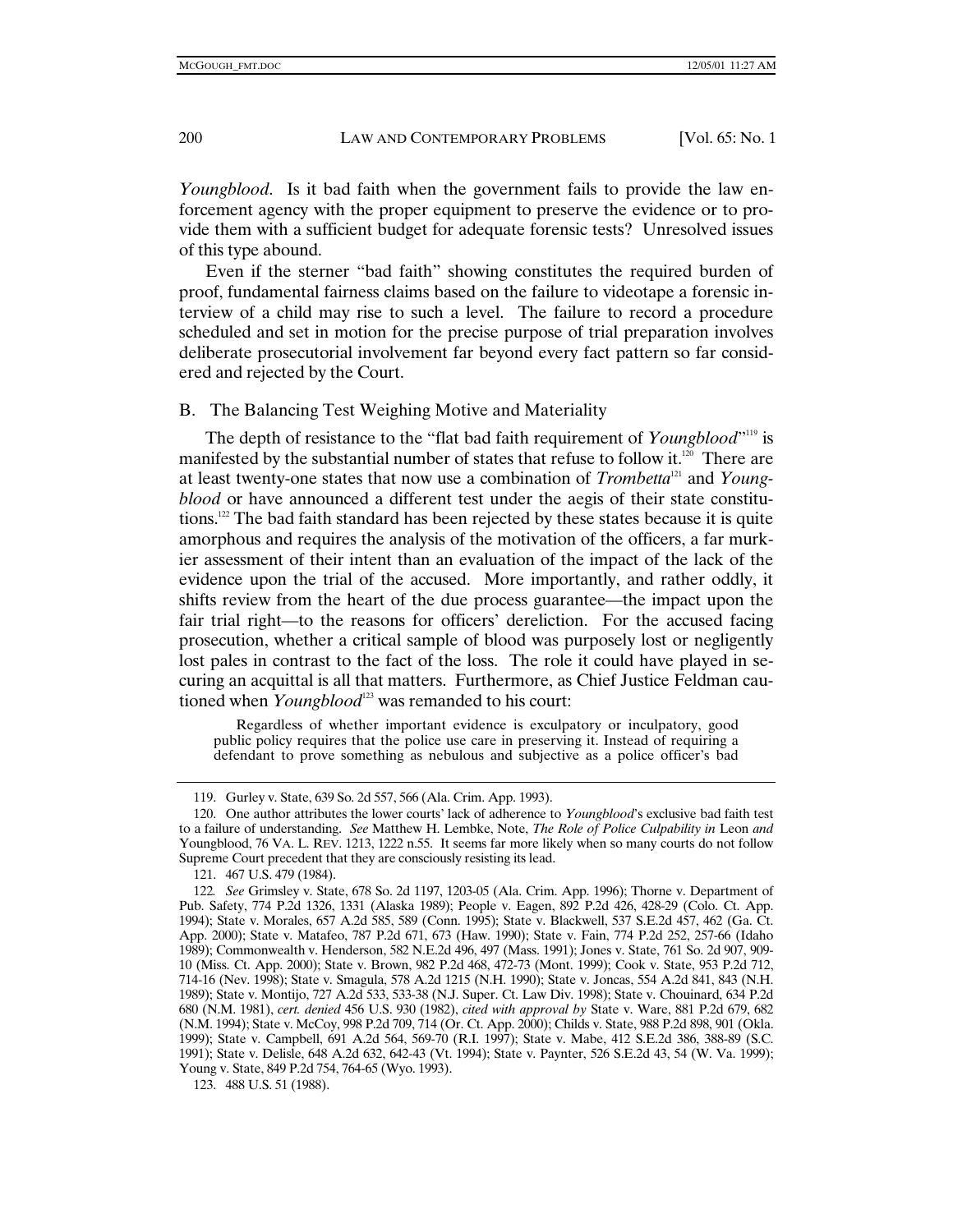*Youngblood*. Is it bad faith when the government fails to provide the law enforcement agency with the proper equipment to preserve the evidence or to provide them with a sufficient budget for adequate forensic tests? Unresolved issues of this type abound.

Even if the sterner "bad faith" showing constitutes the required burden of proof, fundamental fairness claims based on the failure to videotape a forensic interview of a child may rise to such a level. The failure to record a procedure scheduled and set in motion for the precise purpose of trial preparation involves deliberate prosecutorial involvement far beyond every fact pattern so far considered and rejected by the Court.

## B. The Balancing Test Weighing Motive and Materiality

The depth of resistance to the "flat bad faith requirement of *Youngblood*"[119] is manifested by the substantial number of states that refuse to follow it.[120] There are at least twenty-one states that now use a combination of *Trombetta*[121] and *Youngblood* or have announced a different test under the aegis of their state constitutions.[122] The bad faith standard has been rejected by these states because it is quite amorphous and requires the analysis of the motivation of the officers, a far murkier assessment of their intent than an evaluation of the impact of the lack of the evidence upon the trial of the accused. More importantly, and rather oddly, it shifts review from the heart of the due process guarantee—the impact upon the fair trial right—to the reasons for officers' dereliction. For the accused facing prosecution, whether a critical sample of blood was purposely lost or negligently lost pales in contrast to the fact of the loss. The role it could have played in securing an acquittal is all that matters. Furthermore, as Chief Justice Feldman cautioned when *Youngblood*[123] was remanded to his court:

> Regardless of whether important evidence is exculpatory or inculpatory, good public policy requires that the police use care in preserving it. Instead of requiring a defendant to prove something as nebulous and subjective as a police officer's bad

---

119. Gurley v. State, 639 So. 2d 557, 566 (Ala. Crim. App. 1993).

120. One author attributes the lower courts' lack of adherence to *Youngblood*'s exclusive bad faith test to a failure of understanding. *See* Matthew H. Lembke, Note, *The Role of Police Culpability in* Leon *and* Youngblood, 76 VA. L. REV. 1213, 1222 n.55. It seems far more likely when so many courts do not follow Supreme Court precedent that they are consciously resisting its lead.

121. 467 U.S. 479 (1984).

122. *See* Grimsley v. State, 678 So. 2d 1197, 1203-05 (Ala. Crim. App. 1996); Thorne v. Department of Pub. Safety, 774 P.2d 1326, 1331 (Alaska 1989); People v. Eagen, 892 P.2d 426, 428-29 (Colo. Ct. App. 1994); State v. Morales, 657 A.2d 585, 589 (Conn. 1995); State v. Blackwell, 537 S.E.2d 457, 462 (Ga. Ct. App. 2000); State v. Matafeo, 787 P.2d 671, 673 (Haw. 1990); State v. Fain, 774 P.2d 252, 257-66 (Idaho 1989); Commonwealth v. Henderson, 582 N.E.2d 496, 497 (Mass. 1991); Jones v. State, 761 So. 2d 907, 909-10 (Miss. Ct. App. 2000); State v. Brown, 982 P.2d 468, 472-73 (Mont. 1999); Cook v. State, 953 P.2d 712, 714-16 (Nev. 1998); State v. Smagula, 578 A.2d 1215 (N.H. 1990); State v. Joncas, 554 A.2d 841, 843 (N.H. 1989); State v. Montijo, 727 A.2d 533, 533-38 (N.J. Super. Ct. Law Div. 1998); State v. Chouinard, 634 P.2d 680 (N.M. 1981), *cert. denied* 456 U.S. 930 (1982), *cited with approval by* State v. Ware, 881 P.2d 679, 682 (N.M. 1994); State v. McCoy, 998 P.2d 709, 714 (Or. Ct. App. 2000); Childs v. State, 988 P.2d 898, 901 (Okla. 1999); State v. Campbell, 691 A.2d 564, 569-70 (R.I. 1997); State v. Mabe, 412 S.E.2d 386, 388-89 (S.C. 1991); State v. Delisle, 648 A.2d 632, 642-43 (Vt. 1994); State v. Paynter, 526 S.E.2d 43, 54 (W. Va. 1999); Young v. State, 849 P.2d 754, 764-65 (Wyo. 1993).

123. 488 U.S. 51 (1988).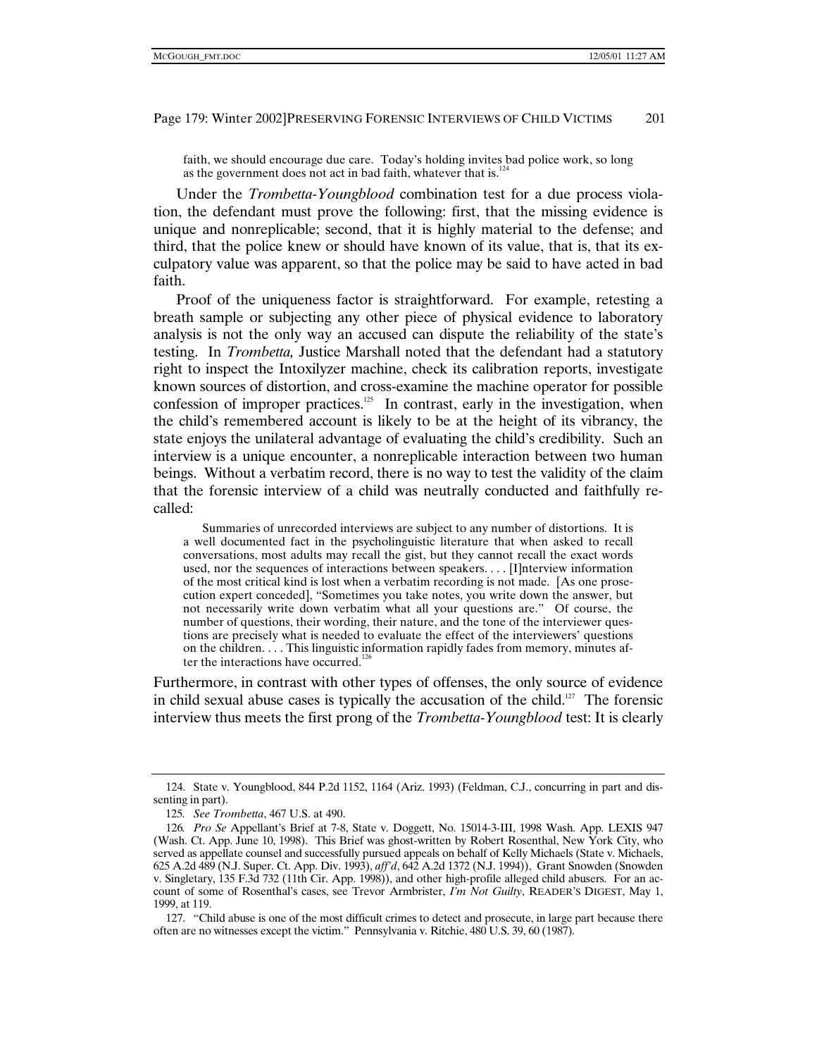faith, we should encourage due care. Today's holding invites bad police work, so long as the government does not act in bad faith, whatever that is.[124]

Under the *Trombetta-Youngblood* combination test for a due process violation, the defendant must prove the following: first, that the missing evidence is unique and nonreplicable; second, that it is highly material to the defense; and third, that the police knew or should have known of its value, that is, that its exculpatory value was apparent, so that the police may be said to have acted in bad faith.

Proof of the uniqueness factor is straightforward. For example, retesting a breath sample or subjecting any other piece of physical evidence to laboratory analysis is not the only way an accused can dispute the reliability of the state's testing. In *Trombetta,* Justice Marshall noted that the defendant had a statutory right to inspect the Intoxilyzer machine, check its calibration reports, investigate known sources of distortion, and cross-examine the machine operator for possible confession of improper practices.[125] In contrast, early in the investigation, when the child's remembered account is likely to be at the height of its vibrancy, the state enjoys the unilateral advantage of evaluating the child's credibility. Such an interview is a unique encounter, a nonreplicable interaction between two human beings. Without a verbatim record, there is no way to test the validity of the claim that the forensic interview of a child was neutrally conducted and faithfully recalled:

> Summaries of unrecorded interviews are subject to any number of distortions. It is a well documented fact in the psycholinguistic literature that when asked to recall conversations, most adults may recall the gist, but they cannot recall the exact words used, nor the sequences of interactions between speakers. . . . [I]nterview information of the most critical kind is lost when a verbatim recording is not made. [As one prosecution expert conceded], "Sometimes you take notes, you write down the answer, but not necessarily write down verbatim what all your questions are." Of course, the number of questions, their wording, their nature, and the tone of the interviewer questions are precisely what is needed to evaluate the effect of the interviewers' questions on the children. . . . This linguistic information rapidly fades from memory, minutes after the interactions have occurred.[126]

Furthermore, in contrast with other types of offenses, the only source of evidence in child sexual abuse cases is typically the accusation of the child.[127] The forensic interview thus meets the first prong of the *Trombetta-Youngblood* test: It is clearly

---

124. State v. Youngblood, 844 P.2d 1152, 1164 (Ariz. 1993) (Feldman, C.J., concurring in part and dissenting in part).

125. *See Trombetta*, 467 U.S. at 490.

126. *Pro Se* Appellant's Brief at 7-8, State v. Doggett, No. 15014-3-III, 1998 Wash. App. LEXIS 947 (Wash. Ct. App. June 10, 1998). This Brief was ghost-written by Robert Rosenthal, New York City, who served as appellate counsel and successfully pursued appeals on behalf of Kelly Michaels (State v. Michaels, 625 A.2d 489 (N.J. Super. Ct. App. Div. 1993), *aff'd*, 642 A.2d 1372 (N.J. 1994)), Grant Snowden (Snowden v. Singletary, 135 F.3d 732 (11th Cir. App. 1998)), and other high-profile alleged child abusers. For an account of some of Rosenthal's cases, see Trevor Armbrister, *I'm Not Guilty*, READER'S DIGEST, May 1, 1999, at 119.

127. "Child abuse is one of the most difficult crimes to detect and prosecute, in large part because there often are no witnesses except the victim." Pennsylvania v. Ritchie, 480 U.S. 39, 60 (1987).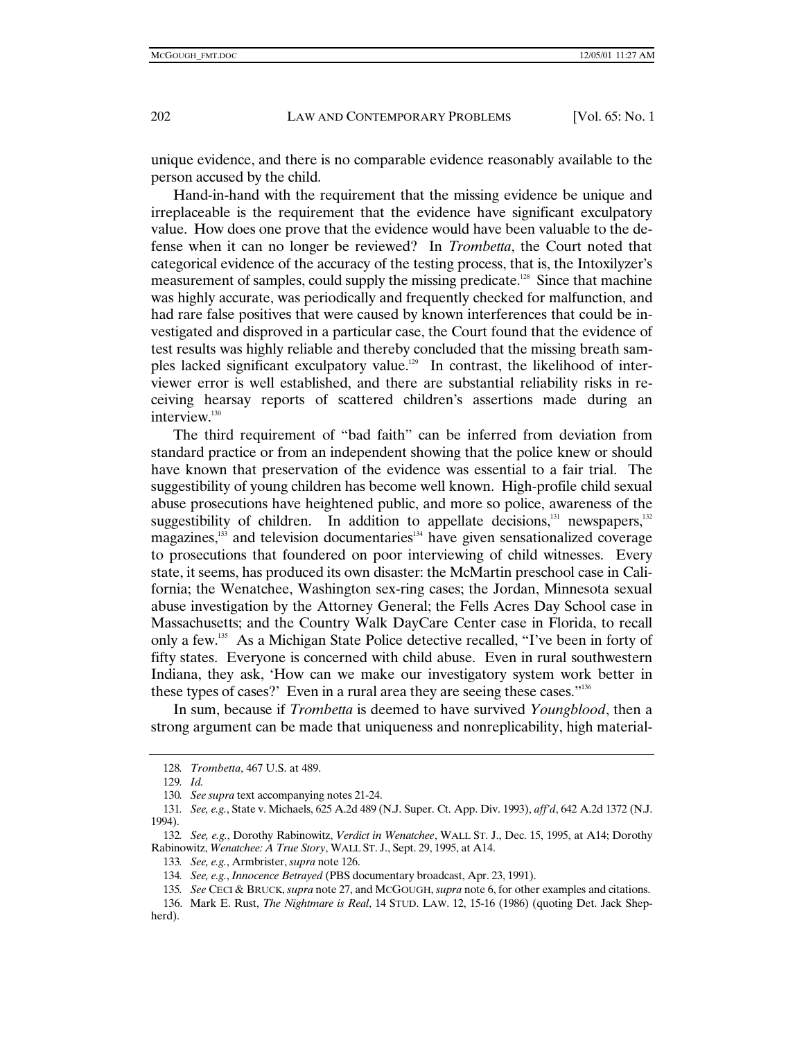unique evidence, and there is no comparable evidence reasonably available to the person accused by the child.

Hand-in-hand with the requirement that the missing evidence be unique and irreplaceable is the requirement that the evidence have significant exculpatory value. How does one prove that the evidence would have been valuable to the defense when it can no longer be reviewed? In *Trombetta*, the Court noted that categorical evidence of the accuracy of the testing process, that is, the Intoxilyzer's measurement of samples, could supply the missing predicate.[128] Since that machine was highly accurate, was periodically and frequently checked for malfunction, and had rare false positives that were caused by known interferences that could be investigated and disproved in a particular case, the Court found that the evidence of test results was highly reliable and thereby concluded that the missing breath samples lacked significant exculpatory value.[129] In contrast, the likelihood of interviewer error is well established, and there are substantial reliability risks in receiving hearsay reports of scattered children's assertions made during an interview.[130]

The third requirement of "bad faith" can be inferred from deviation from standard practice or from an independent showing that the police knew or should have known that preservation of the evidence was essential to a fair trial. The suggestibility of young children has become well known. High-profile child sexual abuse prosecutions have heightened public, and more so police, awareness of the suggestibility of children. In addition to appellate decisions,[131] newspapers,[132] magazines,[133] and television documentaries[134] have given sensationalized coverage to prosecutions that foundered on poor interviewing of child witnesses. Every state, it seems, has produced its own disaster: the McMartin preschool case in California; the Wenatchee, Washington sex-ring cases; the Jordan, Minnesota sexual abuse investigation by the Attorney General; the Fells Acres Day School case in Massachusetts; and the Country Walk DayCare Center case in Florida, to recall only a few.[135] As a Michigan State Police detective recalled, "I've been in forty of fifty states. Everyone is concerned with child abuse. Even in rural southwestern Indiana, they ask, 'How can we make our investigatory system work better in these types of cases?' Even in a rural area they are seeing these cases."[136]

In sum, because if *Trombetta* is deemed to have survived *Youngblood*, then a strong argument can be made that uniqueness and nonreplicability, high material-

---

128. *Trombetta*, 467 U.S. at 489.

129. *Id.*

130. *See supra* text accompanying notes 21-24.

131. *See, e.g.*, State v. Michaels, 625 A.2d 489 (N.J. Super. Ct. App. Div. 1993), *aff'd*, 642 A.2d 1372 (N.J. 1994).

132. *See, e.g.*, Dorothy Rabinowitz, *Verdict in Wenatchee*, WALL ST. J., Dec. 15, 1995, at A14; Dorothy Rabinowitz, *Wenatchee: A True Story*, WALL ST. J., Sept. 29, 1995, at A14.

133. *See, e.g.*, Armbrister, *supra* note 126.

134. *See, e.g.*, *Innocence Betrayed* (PBS documentary broadcast, Apr. 23, 1991).

135. *See* CECI & BRUCK, *supra* note 27, and MCGOUGH, *supra* note 6, for other examples and citations.

136. Mark E. Rust, *The Nightmare is Real*, 14 STUD. LAW. 12, 15-16 (1986) (quoting Det. Jack Shepherd).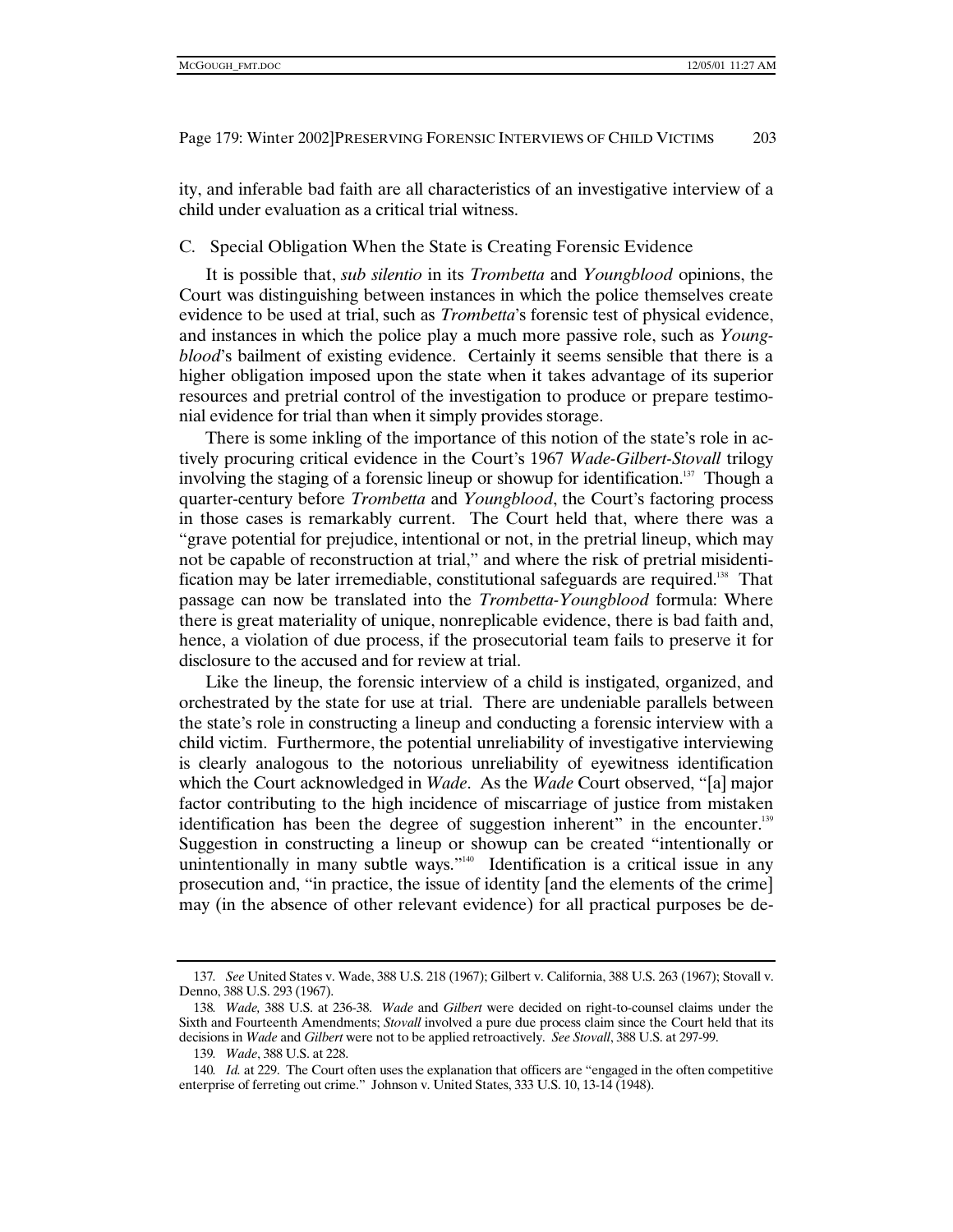ity, and inferable bad faith are all characteristics of an investigative interview of a child under evaluation as a critical trial witness.

## C. Special Obligation When the State is Creating Forensic Evidence

It is possible that, *sub silentio* in its *Trombetta* and *Youngblood* opinions, the Court was distinguishing between instances in which the police themselves create evidence to be used at trial, such as *Trombetta*'s forensic test of physical evidence, and instances in which the police play a much more passive role, such as *Youngblood*'s bailment of existing evidence. Certainly it seems sensible that there is a higher obligation imposed upon the state when it takes advantage of its superior resources and pretrial control of the investigation to produce or prepare testimonial evidence for trial than when it simply provides storage.

There is some inkling of the importance of this notion of the state's role in actively procuring critical evidence in the Court's 1967 *Wade-Gilbert-Stovall* trilogy involving the staging of a forensic lineup or showup for identification.[137] Though a quarter-century before *Trombetta* and *Youngblood*, the Court's factoring process in those cases is remarkably current. The Court held that, where there was a "grave potential for prejudice, intentional or not, in the pretrial lineup, which may not be capable of reconstruction at trial," and where the risk of pretrial misidentification may be later irremediable, constitutional safeguards are required.[138] That passage can now be translated into the *Trombetta-Youngblood* formula: Where there is great materiality of unique, nonreplicable evidence, there is bad faith and, hence, a violation of due process, if the prosecutorial team fails to preserve it for disclosure to the accused and for review at trial.

Like the lineup, the forensic interview of a child is instigated, organized, and orchestrated by the state for use at trial. There are undeniable parallels between the state's role in constructing a lineup and conducting a forensic interview with a child victim. Furthermore, the potential unreliability of investigative interviewing is clearly analogous to the notorious unreliability of eyewitness identification which the Court acknowledged in *Wade*. As the *Wade* Court observed, "[a] major factor contributing to the high incidence of miscarriage of justice from mistaken identification has been the degree of suggestion inherent" in the encounter.[139] Suggestion in constructing a lineup or showup can be created "intentionally or unintentionally in many subtle ways."[140] Identification is a critical issue in any prosecution and, "in practice, the issue of identity [and the elements of the crime] may (in the absence of other relevant evidence) for all practical purposes be de-

---

137. *See* United States v. Wade, 388 U.S. 218 (1967); Gilbert v. California, 388 U.S. 263 (1967); Stovall v. Denno, 388 U.S. 293 (1967).

138. *Wade,* 388 U.S. at 236-38. *Wade* and *Gilbert* were decided on right-to-counsel claims under the Sixth and Fourteenth Amendments; *Stovall* involved a pure due process claim since the Court held that its decisions in *Wade* and *Gilbert* were not to be applied retroactively. *See Stovall*, 388 U.S. at 297-99.

139. *Wade*, 388 U.S. at 228.

140. *Id.* at 229. The Court often uses the explanation that officers are "engaged in the often competitive enterprise of ferreting out crime." Johnson v. United States, 333 U.S. 10, 13-14 (1948).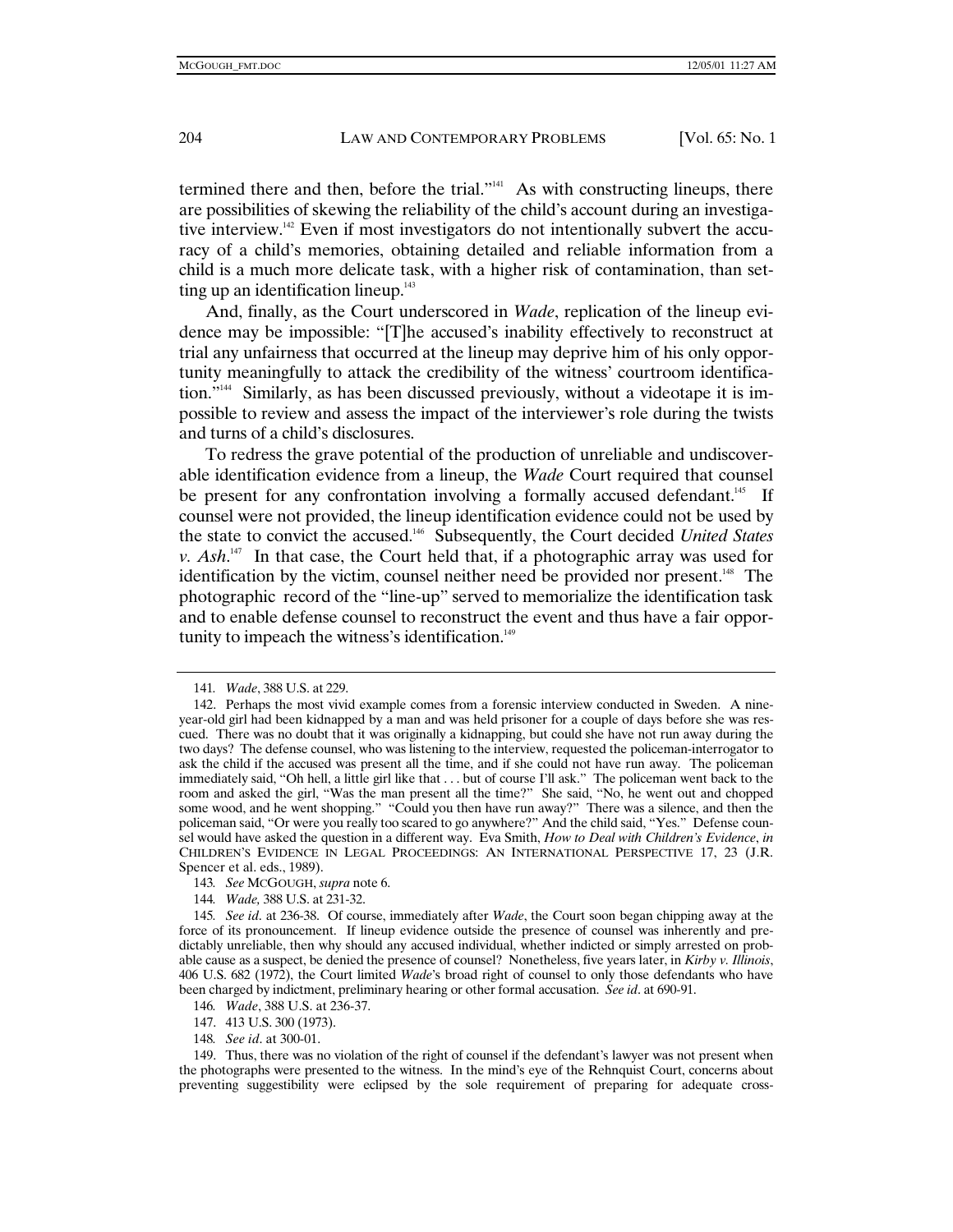termined there and then, before the trial."[141] As with constructing lineups, there are possibilities of skewing the reliability of the child's account during an investigative interview.[142] Even if most investigators do not intentionally subvert the accuracy of a child's memories, obtaining detailed and reliable information from a child is a much more delicate task, with a higher risk of contamination, than setting up an identification lineup.[143]

And, finally, as the Court underscored in *Wade*, replication of the lineup evidence may be impossible: "[T]he accused's inability effectively to reconstruct at trial any unfairness that occurred at the lineup may deprive him of his only opportunity meaningfully to attack the credibility of the witness' courtroom identification."[144] Similarly, as has been discussed previously, without a videotape it is impossible to review and assess the impact of the interviewer's role during the twists and turns of a child's disclosures.

To redress the grave potential of the production of unreliable and undiscoverable identification evidence from a lineup, the *Wade* Court required that counsel be present for any confrontation involving a formally accused defendant.[145] If counsel were not provided, the lineup identification evidence could not be used by the state to convict the accused.[146] Subsequently, the Court decided *United States v. Ash*.[147] In that case, the Court held that, if a photographic array was used for identification by the victim, counsel neither need be provided nor present.[148] The photographic record of the "line-up" served to memorialize the identification task and to enable defense counsel to reconstruct the event and thus have a fair opportunity to impeach the witness's identification.[149]

---

141. *Wade*, 388 U.S. at 229.

142. Perhaps the most vivid example comes from a forensic interview conducted in Sweden. A nine-year-old girl had been kidnapped by a man and was held prisoner for a couple of days before she was rescued. There was no doubt that it was originally a kidnapping, but could she have not run away during the two days? The defense counsel, who was listening to the interview, requested the policeman-interrogator to ask the child if the accused was present all the time, and if she could not have run away. The policeman immediately said, "Oh hell, a little girl like that . . . but of course I'll ask." The policeman went back to the room and asked the girl, "Was the man present all the time?" She said, "No, he went out and chopped some wood, and he went shopping." "Could you then have run away?" There was a silence, and then the policeman said, "Or were you really too scared to go anywhere?" And the child said, "Yes." Defense counsel would have asked the question in a different way. Eva Smith, *How to Deal with Children's Evidence*, *in* CHILDREN'S EVIDENCE IN LEGAL PROCEEDINGS: AN INTERNATIONAL PERSPECTIVE 17, 23 (J.R. Spencer et al. eds., 1989).

143. *See* MCGOUGH, *supra* note 6.

144. *Wade,* 388 U.S. at 231-32.

145. *See id*. at 236-38. Of course, immediately after *Wade*, the Court soon began chipping away at the force of its pronouncement. If lineup evidence outside the presence of counsel was inherently and predictably unreliable, then why should any accused individual, whether indicted or simply arrested on probable cause as a suspect, be denied the presence of counsel? Nonetheless, five years later, in *Kirby v. Illinois*, 406 U.S. 682 (1972), the Court limited *Wade*'s broad right of counsel to only those defendants who have been charged by indictment, preliminary hearing or other formal accusation. *See id*. at 690-91.

146. *Wade*, 388 U.S. at 236-37.

147. 413 U.S. 300 (1973).

148. *See id*. at 300-01.

149. Thus, there was no violation of the right of counsel if the defendant's lawyer was not present when the photographs were presented to the witness. In the mind's eye of the Rehnquist Court, concerns about preventing suggestibility were eclipsed by the sole requirement of preparing for adequate cross-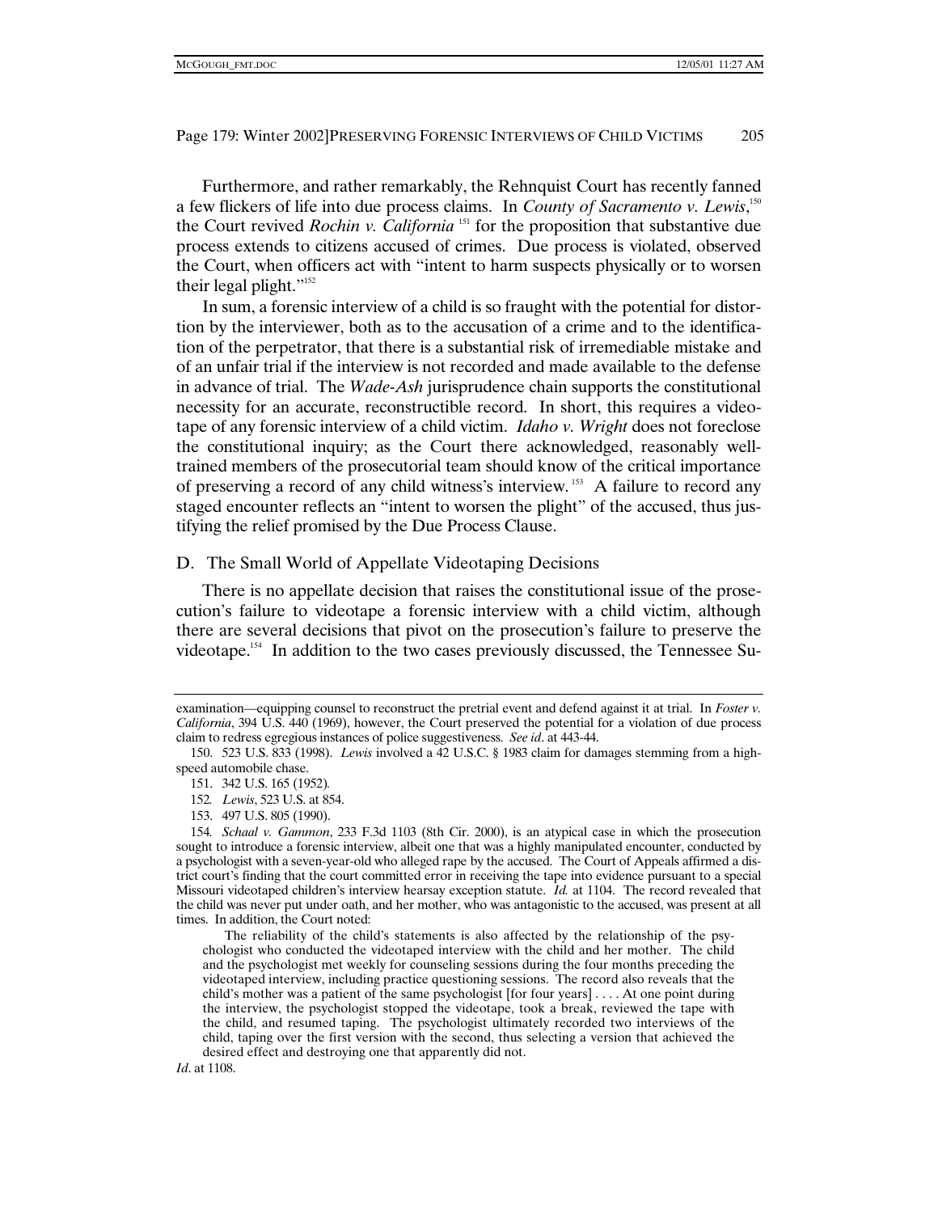Furthermore, and rather remarkably, the Rehnquist Court has recently fanned a few flickers of life into due process claims. In *County of Sacramento v. Lewis*,[150] the Court revived *Rochin v. California*[151] for the proposition that substantive due process extends to citizens accused of crimes. Due process is violated, observed the Court, when officers act with "intent to harm suspects physically or to worsen their legal plight."[152]

In sum, a forensic interview of a child is so fraught with the potential for distortion by the interviewer, both as to the accusation of a crime and to the identification of the perpetrator, that there is a substantial risk of irremediable mistake and of an unfair trial if the interview is not recorded and made available to the defense in advance of trial. The *Wade-Ash* jurisprudence chain supports the constitutional necessity for an accurate, reconstructible record. In short, this requires a videotape of any forensic interview of a child victim. *Idaho v. Wright* does not foreclose the constitutional inquiry; as the Court there acknowledged, reasonably well-trained members of the prosecutorial team should know of the critical importance of preserving a record of any child witness's interview.[153] A failure to record any staged encounter reflects an "intent to worsen the plight" of the accused, thus justifying the relief promised by the Due Process Clause.

## D. The Small World of Appellate Videotaping Decisions

There is no appellate decision that raises the constitutional issue of the prosecution's failure to videotape a forensic interview with a child victim, although there are several decisions that pivot on the prosecution's failure to preserve the videotape.[154] In addition to the two cases previously discussed, the Tennessee Su-

---

examination—equipping counsel to reconstruct the pretrial event and defend against it at trial. In *Foster v. California*, 394 U.S. 440 (1969), however, the Court preserved the potential for a violation of due process claim to redress egregious instances of police suggestiveness. *See id*. at 443-44.

150. 523 U.S. 833 (1998). *Lewis* involved a 42 U.S.C. § 1983 claim for damages stemming from a high-speed automobile chase.

151. 342 U.S. 165 (1952).

152. *Lewis*, 523 U.S. at 854.

153. 497 U.S. 805 (1990).

154. *Schaal v. Gammon*, 233 F.3d 1103 (8th Cir. 2000), is an atypical case in which the prosecution sought to introduce a forensic interview, albeit one that was a highly manipulated encounter, conducted by a psychologist with a seven-year-old who alleged rape by the accused. The Court of Appeals affirmed a district court's finding that the court committed error in receiving the tape into evidence pursuant to a special Missouri videotaped children's interview hearsay exception statute. *Id.* at 1104. The record revealed that the child was never put under oath, and her mother, who was antagonistic to the accused, was present at all times. In addition, the Court noted:

> The reliability of the child's statements is also affected by the relationship of the psychologist who conducted the videotaped interview with the child and her mother. The child and the psychologist met weekly for counseling sessions during the four months preceding the videotaped interview, including practice questioning sessions. The record also reveals that the child's mother was a patient of the same psychologist [for four years] . . . . At one point during the interview, the psychologist stopped the videotape, took a break, reviewed the tape with the child, and resumed taping. The psychologist ultimately recorded two interviews of the child, taping over the first version with the second, thus selecting a version that achieved the desired effect and destroying one that apparently did not.

*Id*. at 1108.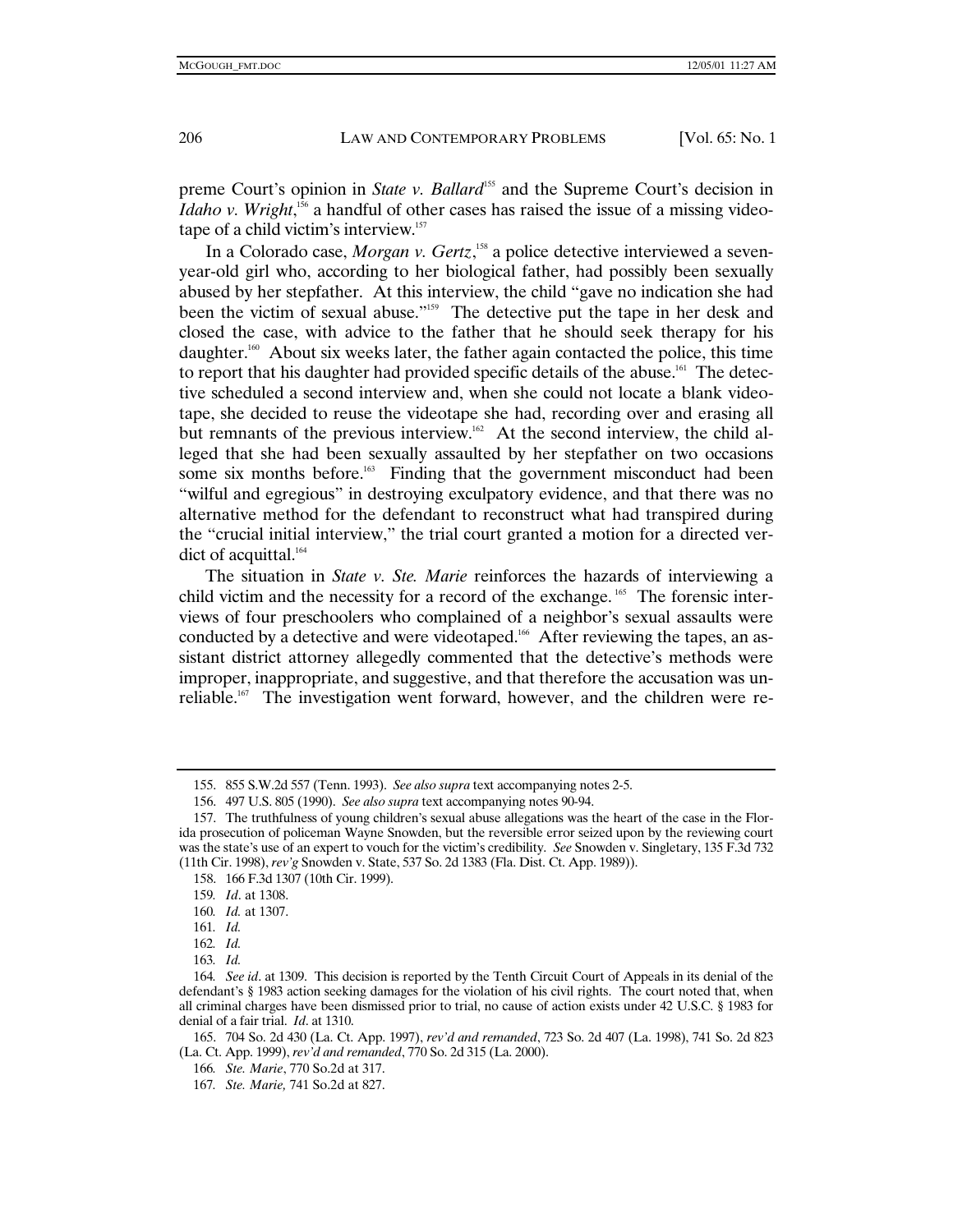preme Court's opinion in *State v. Ballard*[155] and the Supreme Court's decision in *Idaho v. Wright*,[156] a handful of other cases has raised the issue of a missing videotape of a child victim's interview.[157]

In a Colorado case, *Morgan v. Gertz*,[158] a police detective interviewed a seven-year-old girl who, according to her biological father, had possibly been sexually abused by her stepfather. At this interview, the child "gave no indication she had been the victim of sexual abuse."[159] The detective put the tape in her desk and closed the case, with advice to the father that he should seek therapy for his daughter.[160] About six weeks later, the father again contacted the police, this time to report that his daughter had provided specific details of the abuse.[161] The detective scheduled a second interview and, when she could not locate a blank videotape, she decided to reuse the videotape she had, recording over and erasing all but remnants of the previous interview.[162] At the second interview, the child alleged that she had been sexually assaulted by her stepfather on two occasions some six months before.[163] Finding that the government misconduct had been "wilful and egregious" in destroying exculpatory evidence, and that there was no alternative method for the defendant to reconstruct what had transpired during the "crucial initial interview," the trial court granted a motion for a directed verdict of acquittal.[164]

The situation in *State v. Ste. Marie* reinforces the hazards of interviewing a child victim and the necessity for a record of the exchange.[165] The forensic interviews of four preschoolers who complained of a neighbor's sexual assaults were conducted by a detective and were videotaped.[166] After reviewing the tapes, an assistant district attorney allegedly commented that the detective's methods were improper, inappropriate, and suggestive, and that therefore the accusation was unreliable.[167] The investigation went forward, however, and the children were re-

---

155. 855 S.W.2d 557 (Tenn. 1993). *See also supra* text accompanying notes 2-5.

156. 497 U.S. 805 (1990). *See also supra* text accompanying notes 90-94.

157. The truthfulness of young children's sexual abuse allegations was the heart of the case in the Florida prosecution of policeman Wayne Snowden, but the reversible error seized upon by the reviewing court was the state's use of an expert to vouch for the victim's credibility. *See* Snowden v. Singletary, 135 F.3d 732 (11th Cir. 1998), *rev'g* Snowden v. State, 537 So. 2d 1383 (Fla. Dist. Ct. App. 1989)).

158. 166 F.3d 1307 (10th Cir. 1999).

159. *Id*. at 1308.

160. *Id.* at 1307.

161. *Id.*

162. *Id.*

163. *Id.*

164. *See id*. at 1309. This decision is reported by the Tenth Circuit Court of Appeals in its denial of the defendant's § 1983 action seeking damages for the violation of his civil rights. The court noted that, when all criminal charges have been dismissed prior to trial, no cause of action exists under 42 U.S.C. § 1983 for denial of a fair trial. *Id*. at 1310.

165. 704 So. 2d 430 (La. Ct. App. 1997), *rev'd and remanded*, 723 So. 2d 407 (La. 1998), 741 So. 2d 823 (La. Ct. App. 1999), *rev'd and remanded*, 770 So. 2d 315 (La. 2000).

166. *Ste. Marie*, 770 So.2d at 317.

167. *Ste. Marie,* 741 So.2d at 827.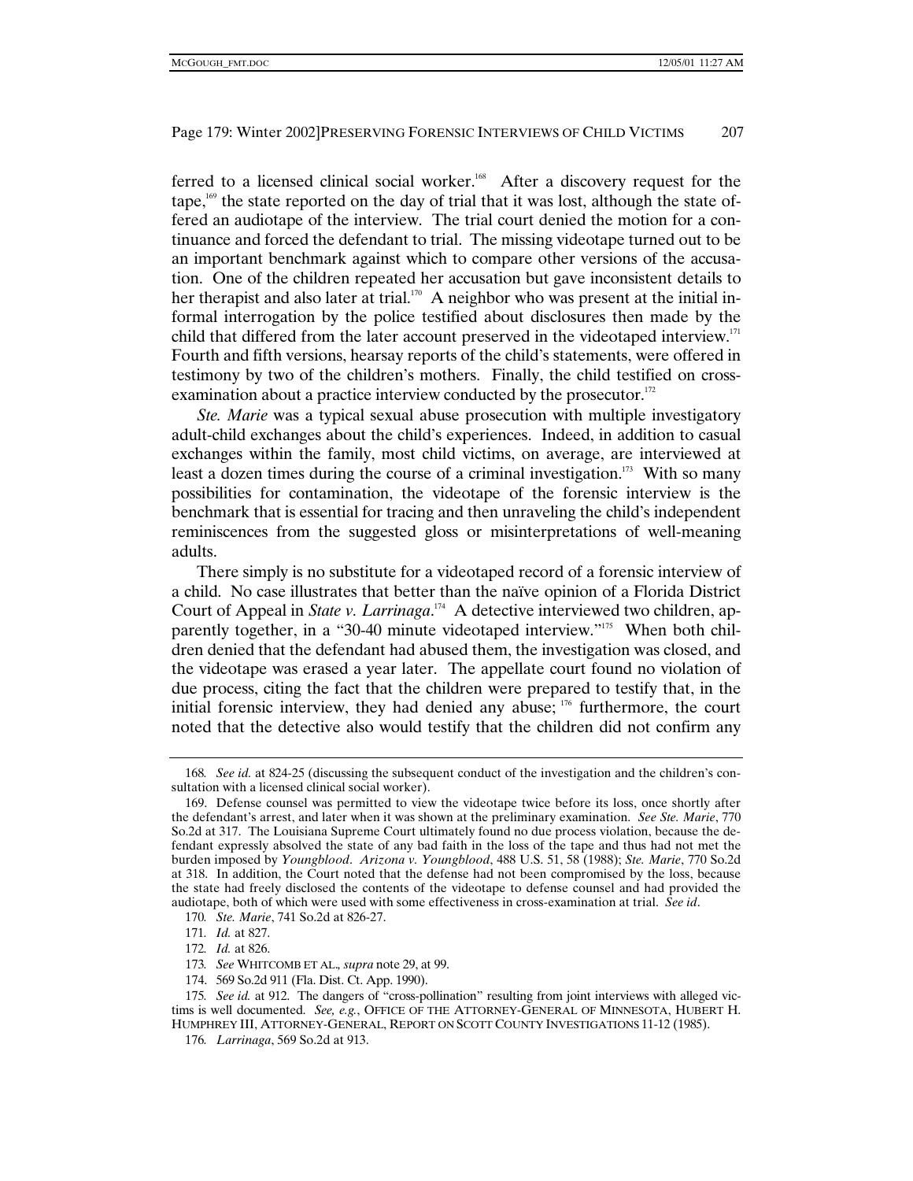ferred to a licensed clinical social worker.[168] After a discovery request for the tape,[169] the state reported on the day of trial that it was lost, although the state offered an audiotape of the interview. The trial court denied the motion for a continuance and forced the defendant to trial. The missing videotape turned out to be an important benchmark against which to compare other versions of the accusation. One of the children repeated her accusation but gave inconsistent details to her therapist and also later at trial.[170] A neighbor who was present at the initial informal interrogation by the police testified about disclosures then made by the child that differed from the later account preserved in the videotaped interview.[171] Fourth and fifth versions, hearsay reports of the child's statements, were offered in testimony by two of the children's mothers. Finally, the child testified on cross-examination about a practice interview conducted by the prosecutor.[172]

*Ste. Marie* was a typical sexual abuse prosecution with multiple investigatory adult-child exchanges about the child's experiences. Indeed, in addition to casual exchanges within the family, most child victims, on average, are interviewed at least a dozen times during the course of a criminal investigation.[173] With so many possibilities for contamination, the videotape of the forensic interview is the benchmark that is essential for tracing and then unraveling the child's independent reminiscences from the suggested gloss or misinterpretations of well-meaning adults.

There simply is no substitute for a videotaped record of a forensic interview of a child. No case illustrates that better than the naïve opinion of a Florida District Court of Appeal in *State v. Larrinaga*.[174] A detective interviewed two children, apparently together, in a "30-40 minute videotaped interview."[175] When both children denied that the defendant had abused them, the investigation was closed, and the videotape was erased a year later. The appellate court found no violation of due process, citing the fact that the children were prepared to testify that, in the initial forensic interview, they had denied any abuse;[176] furthermore, the court noted that the detective also would testify that the children did not confirm any

---

168. *See id.* at 824-25 (discussing the subsequent conduct of the investigation and the children's consultation with a licensed clinical social worker).

169. Defense counsel was permitted to view the videotape twice before its loss, once shortly after the defendant's arrest, and later when it was shown at the preliminary examination. *See Ste. Marie*, 770 So.2d at 317. The Louisiana Supreme Court ultimately found no due process violation, because the defendant expressly absolved the state of any bad faith in the loss of the tape and thus had not met the burden imposed by *Youngblood*. *Arizona v. Youngblood*, 488 U.S. 51, 58 (1988); *Ste. Marie*, 770 So.2d at 318. In addition, the Court noted that the defense had not been compromised by the loss, because the state had freely disclosed the contents of the videotape to defense counsel and had provided the audiotape, both of which were used with some effectiveness in cross-examination at trial. *See id*.

170. *Ste. Marie*, 741 So.2d at 826-27.

171. *Id.* at 827.

172. *Id.* at 826.

173. *See* WHITCOMB ET AL., *supra* note 29, at 99.

174. 569 So.2d 911 (Fla. Dist. Ct. App. 1990).

175. *See id.* at 912. The dangers of "cross-pollination" resulting from joint interviews with alleged victims is well documented. *See, e.g.*, OFFICE OF THE ATTORNEY-GENERAL OF MINNESOTA, HUBERT H. HUMPHREY III, ATTORNEY-GENERAL, REPORT ON SCOTT COUNTY INVESTIGATIONS 11-12 (1985).

176. *Larrinaga*, 569 So.2d at 913.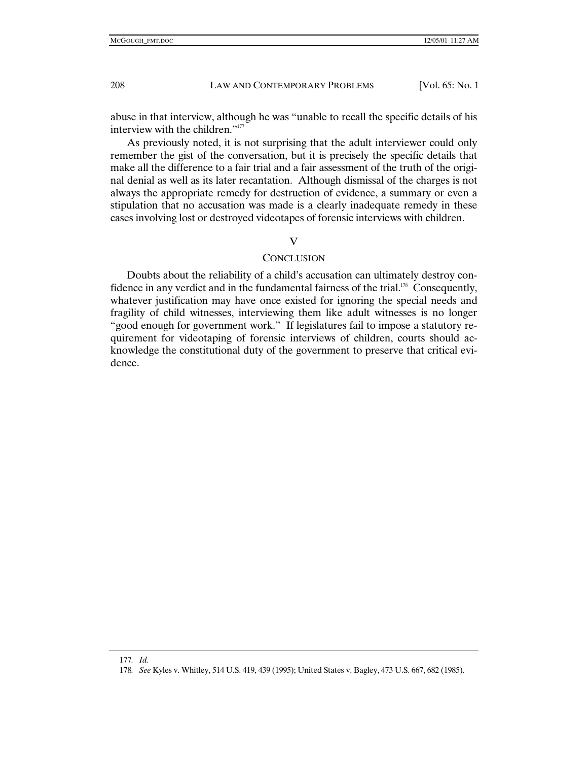abuse in that interview, although he was "unable to recall the specific details of his interview with the children."[177]

As previously noted, it is not surprising that the adult interviewer could only remember the gist of the conversation, but it is precisely the specific details that make all the difference to a fair trial and a fair assessment of the truth of the original denial as well as its later recantation. Although dismissal of the charges is not always the appropriate remedy for destruction of evidence, a summary or even a stipulation that no accusation was made is a clearly inadequate remedy in these cases involving lost or destroyed videotapes of forensic interviews with children.

## V

## CONCLUSION

Doubts about the reliability of a child's accusation can ultimately destroy confidence in any verdict and in the fundamental fairness of the trial.[178] Consequently, whatever justification may have once existed for ignoring the special needs and fragility of child witnesses, interviewing them like adult witnesses is no longer "good enough for government work." If legislatures fail to impose a statutory requirement for videotaping of forensic interviews of children, courts should acknowledge the constitutional duty of the government to preserve that critical evidence.

---

177. *Id.*

178. *See* Kyles v. Whitley, 514 U.S. 419, 439 (1995); United States v. Bagley, 473 U.S. 667, 682 (1985).